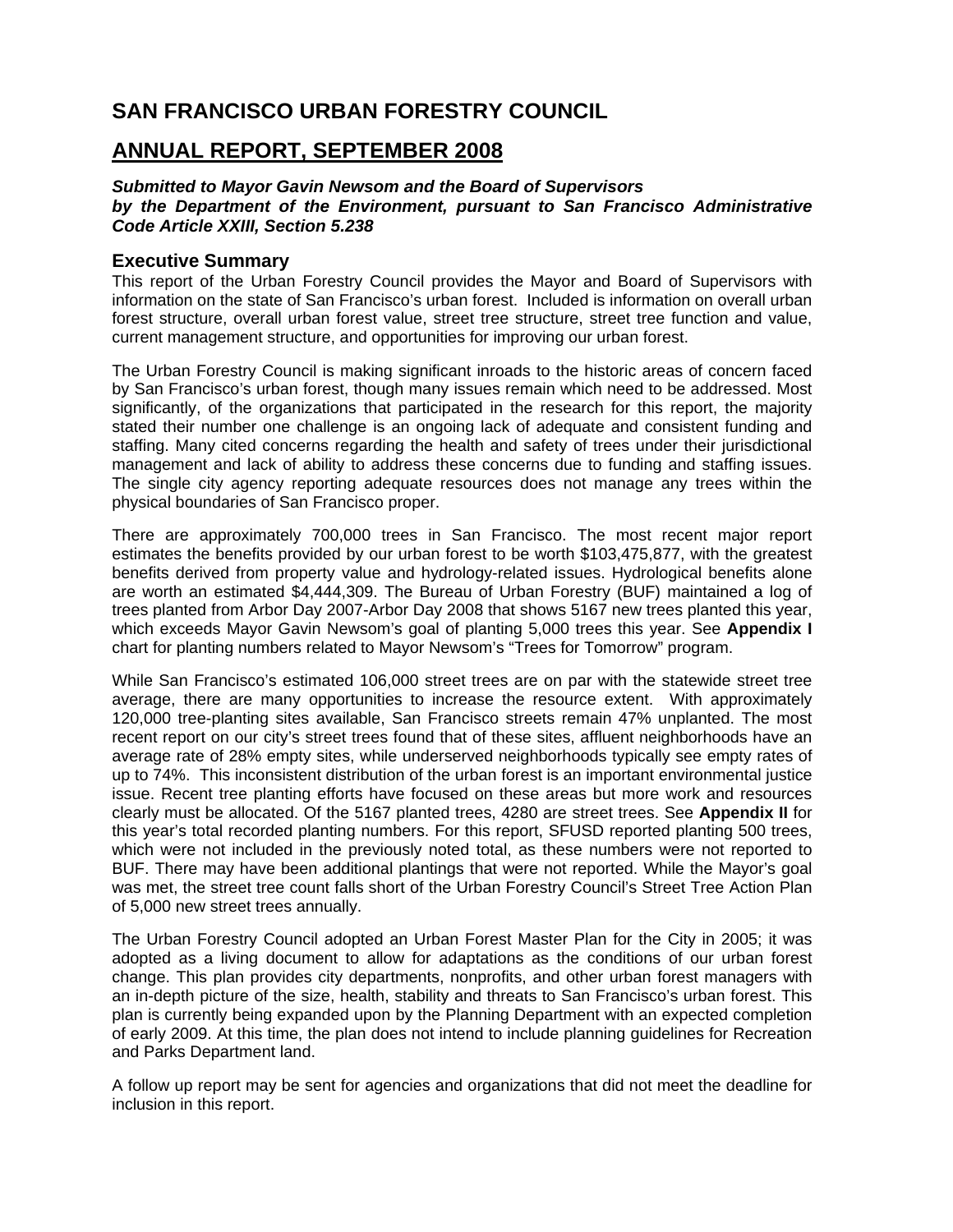# SAN FRANCISCO URBAN FORESTRY COUNCIL

## ANNUAL REPORT, SEPTEMBER 2008

***Submitted to Mayor Gavin Newsom and the Board of Supervisors by the Department of the Environment, pursuant to San Francisco Administrative Code Article XXIII, Section 5.238***

### Executive Summary

This report of the Urban Forestry Council provides the Mayor and Board of Supervisors with information on the state of San Francisco's urban forest. Included is information on overall urban forest structure, overall urban forest value, street tree structure, street tree function and value, current management structure, and opportunities for improving our urban forest.

The Urban Forestry Council is making significant inroads to the historic areas of concern faced by San Francisco's urban forest, though many issues remain which need to be addressed. Most significantly, of the organizations that participated in the research for this report, the majority stated their number one challenge is an ongoing lack of adequate and consistent funding and staffing. Many cited concerns regarding the health and safety of trees under their jurisdictional management and lack of ability to address these concerns due to funding and staffing issues. The single city agency reporting adequate resources does not manage any trees within the physical boundaries of San Francisco proper.

There are approximately 700,000 trees in San Francisco. The most recent major report estimates the benefits provided by our urban forest to be worth $103,475,877, with the greatest benefits derived from property value and hydrology-related issues. Hydrological benefits alone are worth an estimated $4,444,309. The Bureau of Urban Forestry (BUF) maintained a log of trees planted from Arbor Day 2007-Arbor Day 2008 that shows 5167 new trees planted this year, which exceeds Mayor Gavin Newsom's goal of planting 5,000 trees this year. See **Appendix I** chart for planting numbers related to Mayor Newsom's "Trees for Tomorrow" program.

While San Francisco's estimated 106,000 street trees are on par with the statewide street tree average, there are many opportunities to increase the resource extent. With approximately 120,000 tree-planting sites available, San Francisco streets remain 47% unplanted. The most recent report on our city's street trees found that of these sites, affluent neighborhoods have an average rate of 28% empty sites, while underserved neighborhoods typically see empty rates of up to 74%. This inconsistent distribution of the urban forest is an important environmental justice issue. Recent tree planting efforts have focused on these areas but more work and resources clearly must be allocated. Of the 5167 planted trees, 4280 are street trees. See **Appendix II** for this year's total recorded planting numbers. For this report, SFUSD reported planting 500 trees, which were not included in the previously noted total, as these numbers were not reported to BUF. There may have been additional plantings that were not reported. While the Mayor's goal was met, the street tree count falls short of the Urban Forestry Council's Street Tree Action Plan of 5,000 new street trees annually.

The Urban Forestry Council adopted an Urban Forest Master Plan for the City in 2005; it was adopted as a living document to allow for adaptations as the conditions of our urban forest change. This plan provides city departments, nonprofits, and other urban forest managers with an in-depth picture of the size, health, stability and threats to San Francisco's urban forest. This plan is currently being expanded upon by the Planning Department with an expected completion of early 2009. At this time, the plan does not intend to include planning guidelines for Recreation and Parks Department land.

A follow up report may be sent for agencies and organizations that did not meet the deadline for inclusion in this report.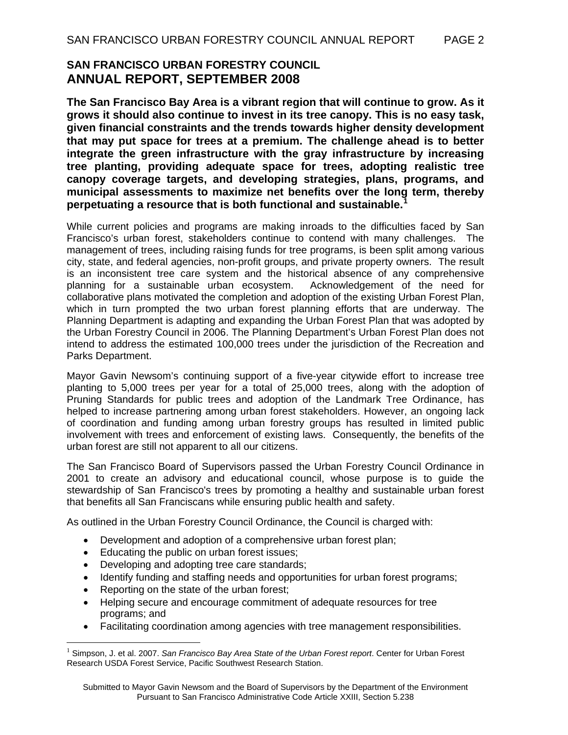## SAN FRANCISCO URBAN FORESTRY COUNCIL
## ANNUAL REPORT, SEPTEMBER 2008

**The San Francisco Bay Area is a vibrant region that will continue to grow. As it grows it should also continue to invest in its tree canopy. This is no easy task, given financial constraints and the trends towards higher density development that may put space for trees at a premium. The challenge ahead is to better integrate the green infrastructure with the gray infrastructure by increasing tree planting, providing adequate space for trees, adopting realistic tree canopy coverage targets, and developing strategies, plans, programs, and municipal assessments to maximize net benefits over the long term, thereby perpetuating a resource that is both functional and sustainable.**[1]

While current policies and programs are making inroads to the difficulties faced by San Francisco's urban forest, stakeholders continue to contend with many challenges. The management of trees, including raising funds for tree programs, is been split among various city, state, and federal agencies, non-profit groups, and private property owners. The result is an inconsistent tree care system and the historical absence of any comprehensive planning for a sustainable urban ecosystem. Acknowledgement of the need for collaborative plans motivated the completion and adoption of the existing Urban Forest Plan, which in turn prompted the two urban forest planning efforts that are underway. The Planning Department is adapting and expanding the Urban Forest Plan that was adopted by the Urban Forestry Council in 2006. The Planning Department's Urban Forest Plan does not intend to address the estimated 100,000 trees under the jurisdiction of the Recreation and Parks Department.

Mayor Gavin Newsom's continuing support of a five-year citywide effort to increase tree planting to 5,000 trees per year for a total of 25,000 trees, along with the adoption of Pruning Standards for public trees and adoption of the Landmark Tree Ordinance, has helped to increase partnering among urban forest stakeholders. However, an ongoing lack of coordination and funding among urban forestry groups has resulted in limited public involvement with trees and enforcement of existing laws. Consequently, the benefits of the urban forest are still not apparent to all our citizens.

The San Francisco Board of Supervisors passed the Urban Forestry Council Ordinance in 2001 to create an advisory and educational council, whose purpose is to guide the stewardship of San Francisco's trees by promoting a healthy and sustainable urban forest that benefits all San Franciscans while ensuring public health and safety.

As outlined in the Urban Forestry Council Ordinance, the Council is charged with:

- Development and adoption of a comprehensive urban forest plan;
- Educating the public on urban forest issues;
- Developing and adopting tree care standards;
- Identify funding and staffing needs and opportunities for urban forest programs;
- Reporting on the state of the urban forest;
- Helping secure and encourage commitment of adequate resources for tree programs; and
- Facilitating coordination among agencies with tree management responsibilities.

[1] Simpson, J. et al. 2007. *San Francisco Bay Area State of the Urban Forest report*. Center for Urban Forest Research USDA Forest Service, Pacific Southwest Research Station.

Submitted to Mayor Gavin Newsom and the Board of Supervisors by the Department of the Environment Pursuant to San Francisco Administrative Code Article XXIII, Section 5.238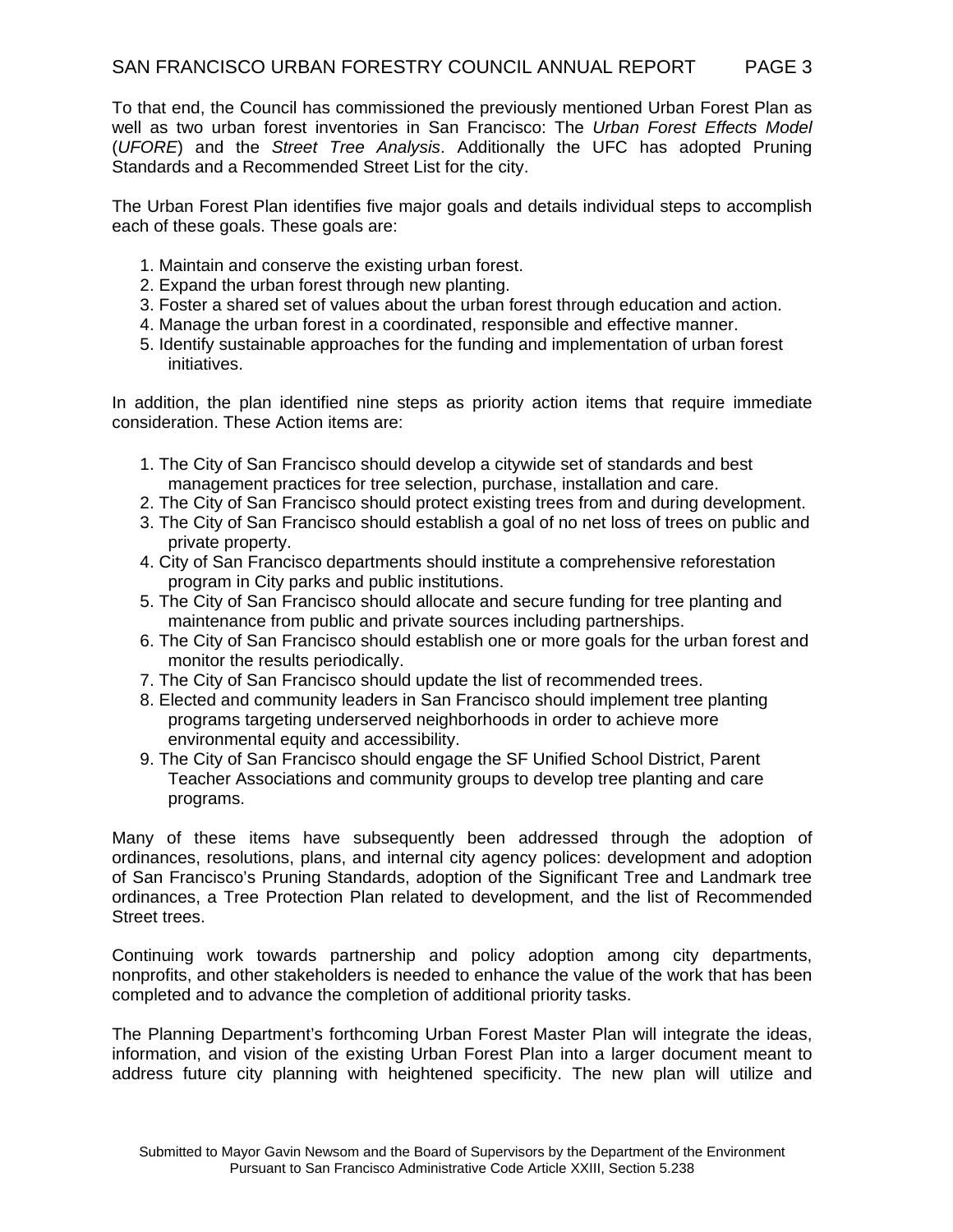To that end, the Council has commissioned the previously mentioned Urban Forest Plan as well as two urban forest inventories in San Francisco: The *Urban Forest Effects Model* (*UFORE*) and the *Street Tree Analysis*. Additionally the UFC has adopted Pruning Standards and a Recommended Street List for the city.

The Urban Forest Plan identifies five major goals and details individual steps to accomplish each of these goals. These goals are:

1. Maintain and conserve the existing urban forest.
2. Expand the urban forest through new planting.
3. Foster a shared set of values about the urban forest through education and action.
4. Manage the urban forest in a coordinated, responsible and effective manner.
5. Identify sustainable approaches for the funding and implementation of urban forest initiatives.

In addition, the plan identified nine steps as priority action items that require immediate consideration. These Action items are:

1. The City of San Francisco should develop a citywide set of standards and best management practices for tree selection, purchase, installation and care.
2. The City of San Francisco should protect existing trees from and during development.
3. The City of San Francisco should establish a goal of no net loss of trees on public and private property.
4. City of San Francisco departments should institute a comprehensive reforestation program in City parks and public institutions.
5. The City of San Francisco should allocate and secure funding for tree planting and maintenance from public and private sources including partnerships.
6. The City of San Francisco should establish one or more goals for the urban forest and monitor the results periodically.
7. The City of San Francisco should update the list of recommended trees.
8. Elected and community leaders in San Francisco should implement tree planting programs targeting underserved neighborhoods in order to achieve more environmental equity and accessibility.
9. The City of San Francisco should engage the SF Unified School District, Parent Teacher Associations and community groups to develop tree planting and care programs.

Many of these items have subsequently been addressed through the adoption of ordinances, resolutions, plans, and internal city agency polices: development and adoption of San Francisco's Pruning Standards, adoption of the Significant Tree and Landmark tree ordinances, a Tree Protection Plan related to development, and the list of Recommended Street trees.

Continuing work towards partnership and policy adoption among city departments, nonprofits, and other stakeholders is needed to enhance the value of the work that has been completed and to advance the completion of additional priority tasks.

The Planning Department's forthcoming Urban Forest Master Plan will integrate the ideas, information, and vision of the existing Urban Forest Plan into a larger document meant to address future city planning with heightened specificity. The new plan will utilize and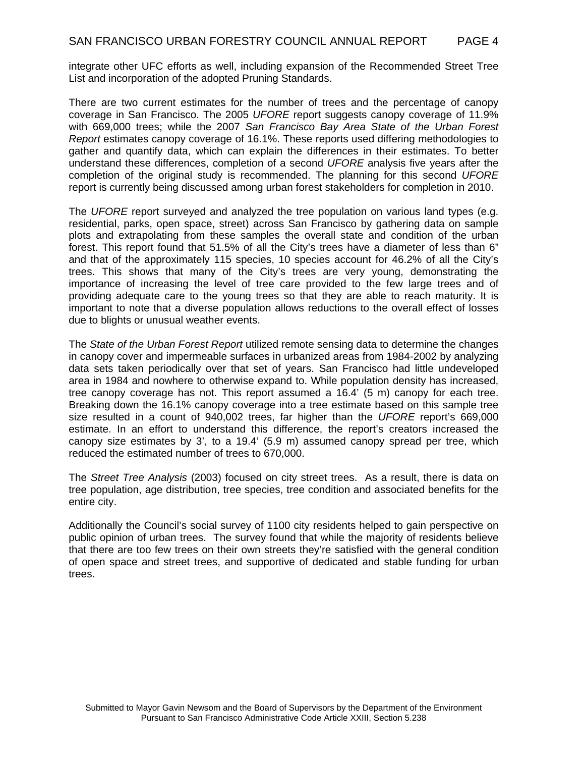integrate other UFC efforts as well, including expansion of the Recommended Street Tree List and incorporation of the adopted Pruning Standards.

There are two current estimates for the number of trees and the percentage of canopy coverage in San Francisco. The 2005 *UFORE* report suggests canopy coverage of 11.9% with 669,000 trees; while the 2007 *San Francisco Bay Area State of the Urban Forest Report* estimates canopy coverage of 16.1%. These reports used differing methodologies to gather and quantify data, which can explain the differences in their estimates. To better understand these differences, completion of a second *UFORE* analysis five years after the completion of the original study is recommended. The planning for this second *UFORE* report is currently being discussed among urban forest stakeholders for completion in 2010.

The *UFORE* report surveyed and analyzed the tree population on various land types (e.g. residential, parks, open space, street) across San Francisco by gathering data on sample plots and extrapolating from these samples the overall state and condition of the urban forest. This report found that 51.5% of all the City's trees have a diameter of less than 6" and that of the approximately 115 species, 10 species account for 46.2% of all the City's trees. This shows that many of the City's trees are very young, demonstrating the importance of increasing the level of tree care provided to the few large trees and of providing adequate care to the young trees so that they are able to reach maturity. It is important to note that a diverse population allows reductions to the overall effect of losses due to blights or unusual weather events.

The *State of the Urban Forest Report* utilized remote sensing data to determine the changes in canopy cover and impermeable surfaces in urbanized areas from 1984-2002 by analyzing data sets taken periodically over that set of years. San Francisco had little undeveloped area in 1984 and nowhere to otherwise expand to. While population density has increased, tree canopy coverage has not. This report assumed a 16.4' (5 m) canopy for each tree. Breaking down the 16.1% canopy coverage into a tree estimate based on this sample tree size resulted in a count of 940,002 trees, far higher than the *UFORE* report's 669,000 estimate. In an effort to understand this difference, the report's creators increased the canopy size estimates by 3', to a 19.4' (5.9 m) assumed canopy spread per tree, which reduced the estimated number of trees to 670,000.

The *Street Tree Analysis* (2003) focused on city street trees. As a result, there is data on tree population, age distribution, tree species, tree condition and associated benefits for the entire city.

Additionally the Council's social survey of 1100 city residents helped to gain perspective on public opinion of urban trees. The survey found that while the majority of residents believe that there are too few trees on their own streets they're satisfied with the general condition of open space and street trees, and supportive of dedicated and stable funding for urban trees.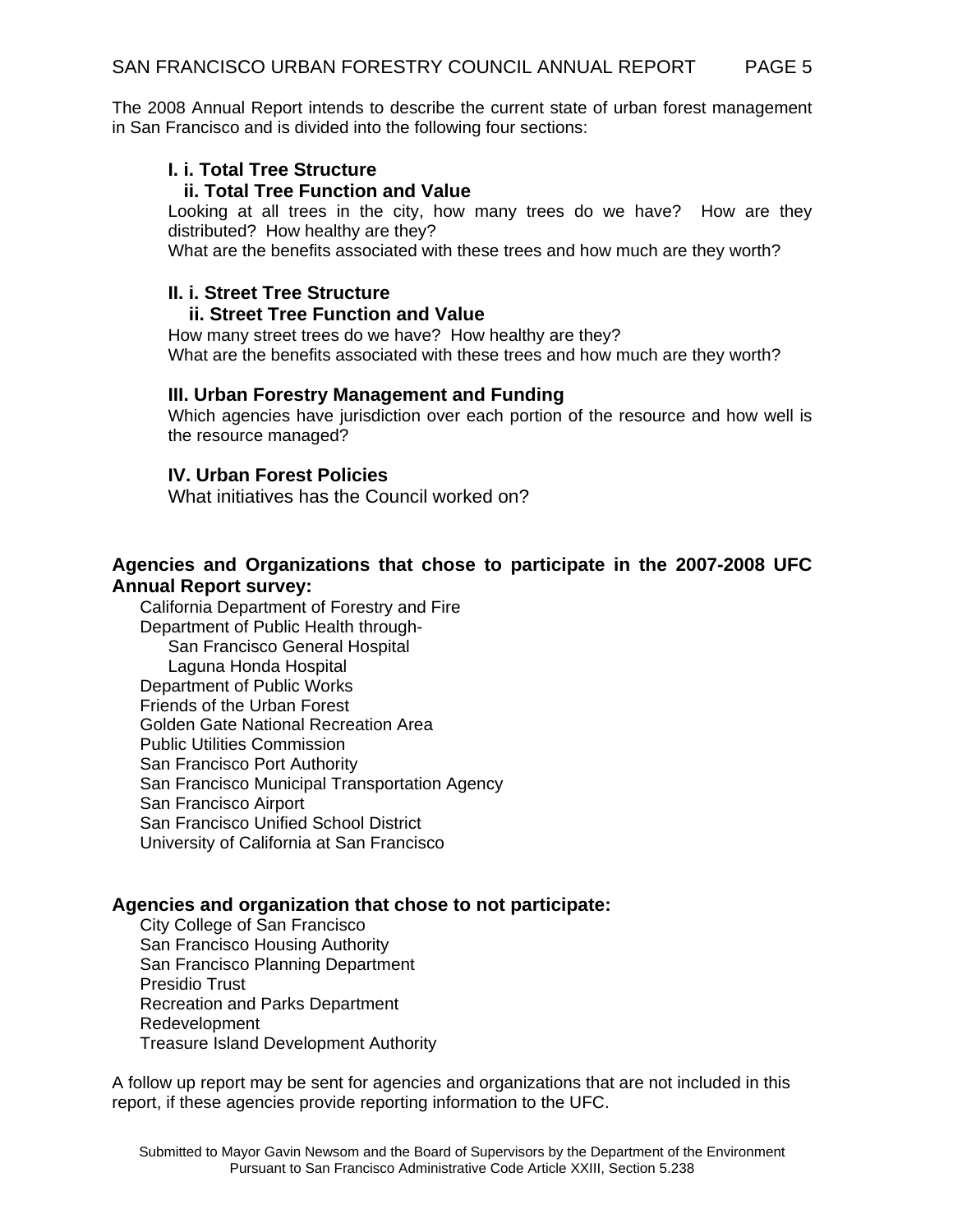The 2008 Annual Report intends to describe the current state of urban forest management in San Francisco and is divided into the following four sections:

### I. i. Total Tree Structure
### ii. Total Tree Function and Value

Looking at all trees in the city, how many trees do we have? How are they distributed? How healthy are they?
What are the benefits associated with these trees and how much are they worth?

### II. i. Street Tree Structure
### ii. Street Tree Function and Value

How many street trees do we have? How healthy are they?
What are the benefits associated with these trees and how much are they worth?

### III. Urban Forestry Management and Funding

Which agencies have jurisdiction over each portion of the resource and how well is the resource managed?

### IV. Urban Forest Policies

What initiatives has the Council worked on?

**Agencies and Organizations that chose to participate in the 2007-2008 UFC Annual Report survey:**

- California Department of Forestry and Fire
- Department of Public Health through-
  - San Francisco General Hospital
  - Laguna Honda Hospital
- Department of Public Works
- Friends of the Urban Forest
- Golden Gate National Recreation Area
- Public Utilities Commission
- San Francisco Port Authority
- San Francisco Municipal Transportation Agency
- San Francisco Airport
- San Francisco Unified School District
- University of California at San Francisco

**Agencies and organization that chose to not participate:**

- City College of San Francisco
- San Francisco Housing Authority
- San Francisco Planning Department
- Presidio Trust
- Recreation and Parks Department
- Redevelopment
- Treasure Island Development Authority

A follow up report may be sent for agencies and organizations that are not included in this report, if these agencies provide reporting information to the UFC.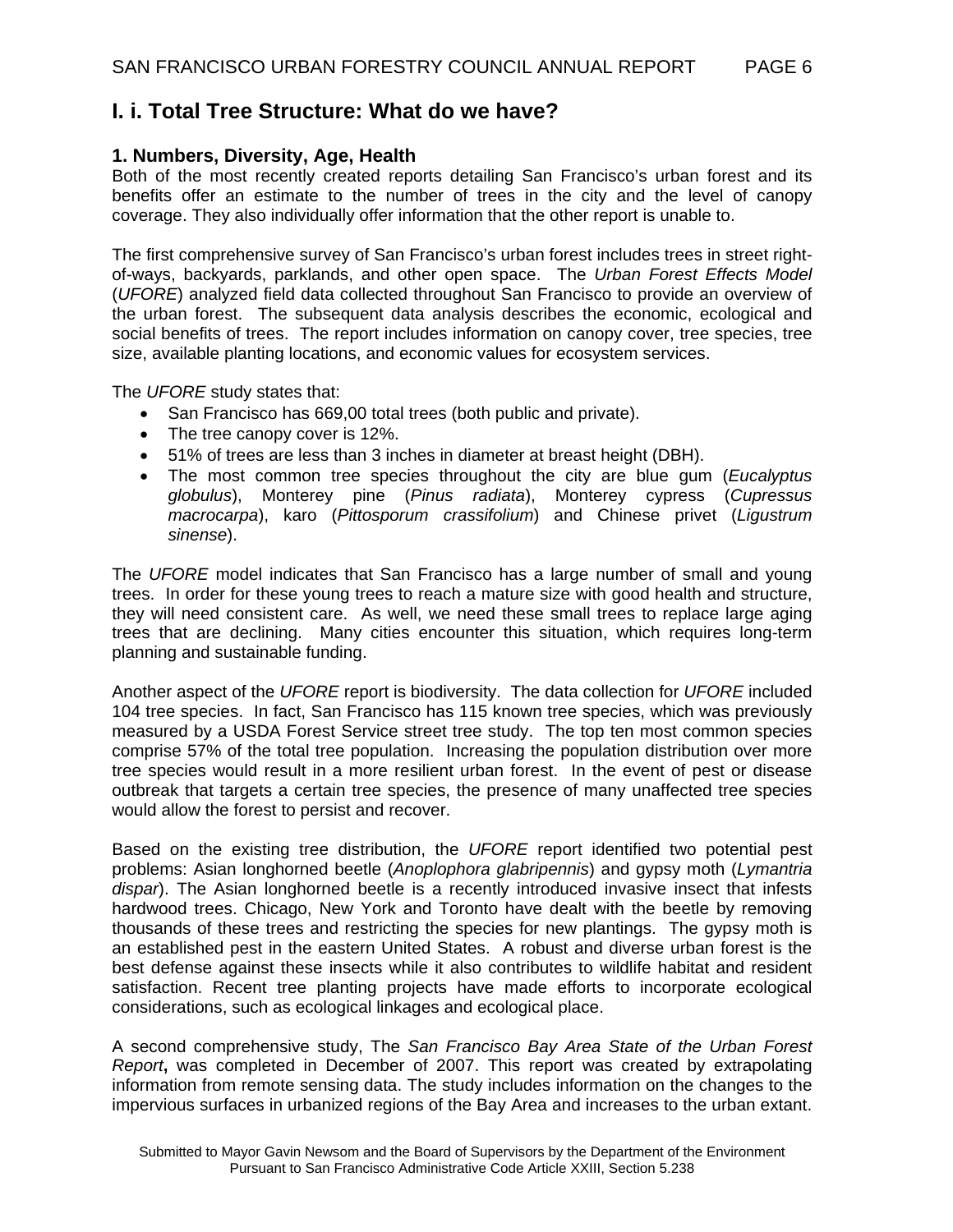## I. i. Total Tree Structure: What do we have?

### 1. Numbers, Diversity, Age, Health

Both of the most recently created reports detailing San Francisco's urban forest and its benefits offer an estimate to the number of trees in the city and the level of canopy coverage. They also individually offer information that the other report is unable to.

The first comprehensive survey of San Francisco's urban forest includes trees in street right-of-ways, backyards, parklands, and other open space. The *Urban Forest Effects Model* (*UFORE*) analyzed field data collected throughout San Francisco to provide an overview of the urban forest. The subsequent data analysis describes the economic, ecological and social benefits of trees. The report includes information on canopy cover, tree species, tree size, available planting locations, and economic values for ecosystem services.

The *UFORE* study states that:

- San Francisco has 669,00 total trees (both public and private).
- The tree canopy cover is 12%.
- 51% of trees are less than 3 inches in diameter at breast height (DBH).
- The most common tree species throughout the city are blue gum (*Eucalyptus globulus*), Monterey pine (*Pinus radiata*), Monterey cypress (*Cupressus macrocarpa*), karo (*Pittosporum crassifolium*) and Chinese privet (*Ligustrum sinense*).

The *UFORE* model indicates that San Francisco has a large number of small and young trees. In order for these young trees to reach a mature size with good health and structure, they will need consistent care. As well, we need these small trees to replace large aging trees that are declining. Many cities encounter this situation, which requires long-term planning and sustainable funding.

Another aspect of the *UFORE* report is biodiversity. The data collection for *UFORE* included 104 tree species. In fact, San Francisco has 115 known tree species, which was previously measured by a USDA Forest Service street tree study. The top ten most common species comprise 57% of the total tree population. Increasing the population distribution over more tree species would result in a more resilient urban forest. In the event of pest or disease outbreak that targets a certain tree species, the presence of many unaffected tree species would allow the forest to persist and recover.

Based on the existing tree distribution, the *UFORE* report identified two potential pest problems: Asian longhorned beetle (*Anoplophora glabripennis*) and gypsy moth (*Lymantria dispar*). The Asian longhorned beetle is a recently introduced invasive insect that infests hardwood trees. Chicago, New York and Toronto have dealt with the beetle by removing thousands of these trees and restricting the species for new plantings. The gypsy moth is an established pest in the eastern United States. A robust and diverse urban forest is the best defense against these insects while it also contributes to wildlife habitat and resident satisfaction. Recent tree planting projects have made efforts to incorporate ecological considerations, such as ecological linkages and ecological place.

A second comprehensive study, The *San Francisco Bay Area State of the Urban Forest Report*, was completed in December of 2007. This report was created by extrapolating information from remote sensing data. The study includes information on the changes to the impervious surfaces in urbanized regions of the Bay Area and increases to the urban extant.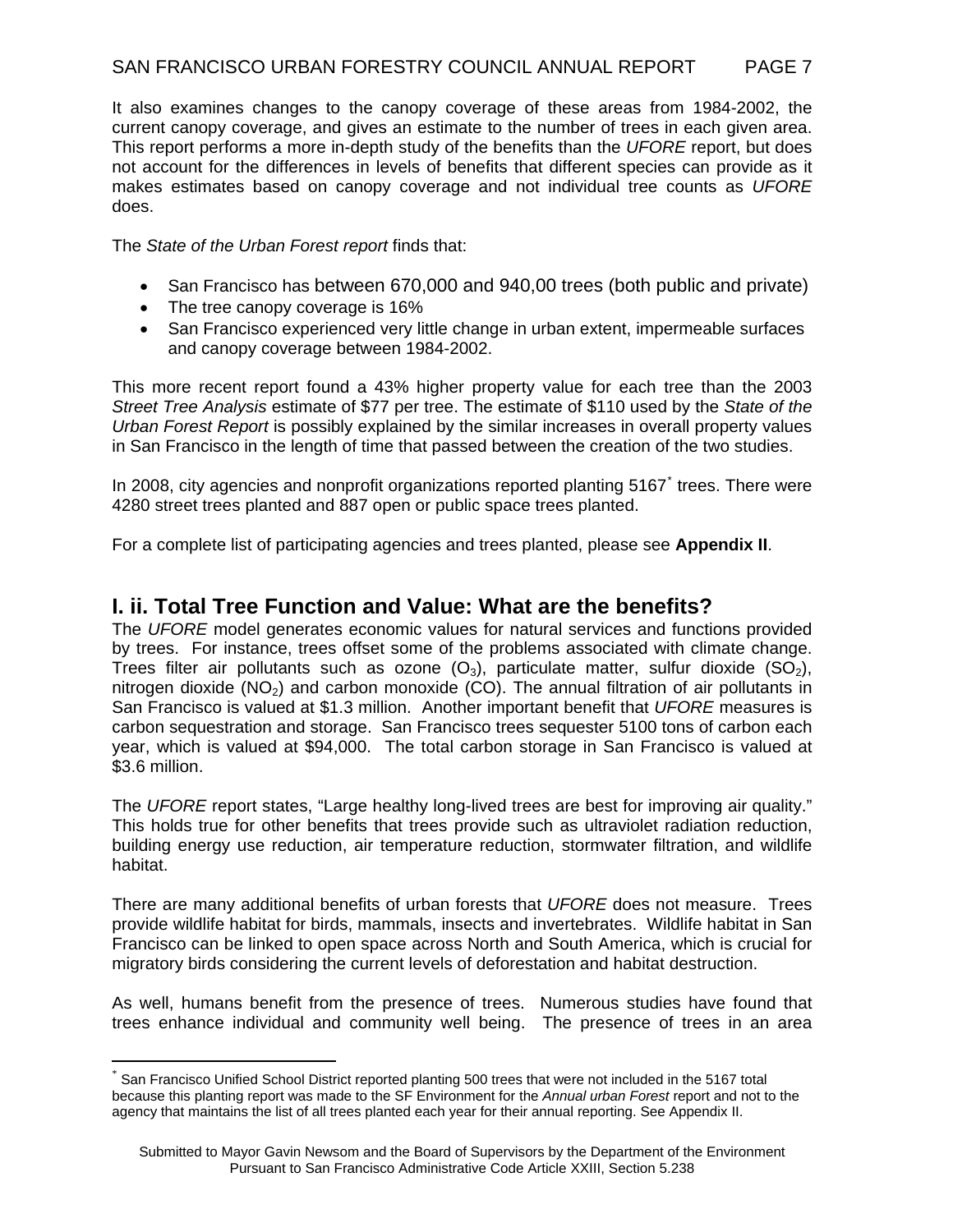It also examines changes to the canopy coverage of these areas from 1984-2002, the current canopy coverage, and gives an estimate to the number of trees in each given area. This report performs a more in-depth study of the benefits than the *UFORE* report, but does not account for the differences in levels of benefits that different species can provide as it makes estimates based on canopy coverage and not individual tree counts as *UFORE* does.

The *State of the Urban Forest report* finds that:

- San Francisco has between 670,000 and 940,00 trees (both public and private)
- The tree canopy coverage is 16%
- San Francisco experienced very little change in urban extent, impermeable surfaces and canopy coverage between 1984-2002.

This more recent report found a 43% higher property value for each tree than the 2003 *Street Tree Analysis* estimate of $77 per tree. The estimate of $110 used by the *State of the Urban Forest Report* is possibly explained by the similar increases in overall property values in San Francisco in the length of time that passed between the creation of the two studies.

In 2008, city agencies and nonprofit organizations reported planting 5167[*] trees. There were 4280 street trees planted and 887 open or public space trees planted.

For a complete list of participating agencies and trees planted, please see **Appendix II**.

## I. ii. Total Tree Function and Value: What are the benefits?

The *UFORE* model generates economic values for natural services and functions provided by trees. For instance, trees offset some of the problems associated with climate change. Trees filter air pollutants such as ozone ($O_3$), particulate matter, sulfur dioxide ($SO_2$), nitrogen dioxide ($NO_2$) and carbon monoxide (CO). The annual filtration of air pollutants in San Francisco is valued at $1.3 million. Another important benefit that *UFORE* measures is carbon sequestration and storage. San Francisco trees sequester 5100 tons of carbon each year, which is valued at $94,000. The total carbon storage in San Francisco is valued at $3.6 million.

The *UFORE* report states, "Large healthy long-lived trees are best for improving air quality." This holds true for other benefits that trees provide such as ultraviolet radiation reduction, building energy use reduction, air temperature reduction, stormwater filtration, and wildlife habitat.

There are many additional benefits of urban forests that *UFORE* does not measure. Trees provide wildlife habitat for birds, mammals, insects and invertebrates. Wildlife habitat in San Francisco can be linked to open space across North and South America, which is crucial for migratory birds considering the current levels of deforestation and habitat destruction.

As well, humans benefit from the presence of trees. Numerous studies have found that trees enhance individual and community well being. The presence of trees in an area

---

[*] San Francisco Unified School District reported planting 500 trees that were not included in the 5167 total because this planting report was made to the SF Environment for the *Annual urban Forest* report and not to the agency that maintains the list of all trees planted each year for their annual reporting. See Appendix II.

Submitted to Mayor Gavin Newsom and the Board of Supervisors by the Department of the Environment Pursuant to San Francisco Administrative Code Article XXIII, Section 5.238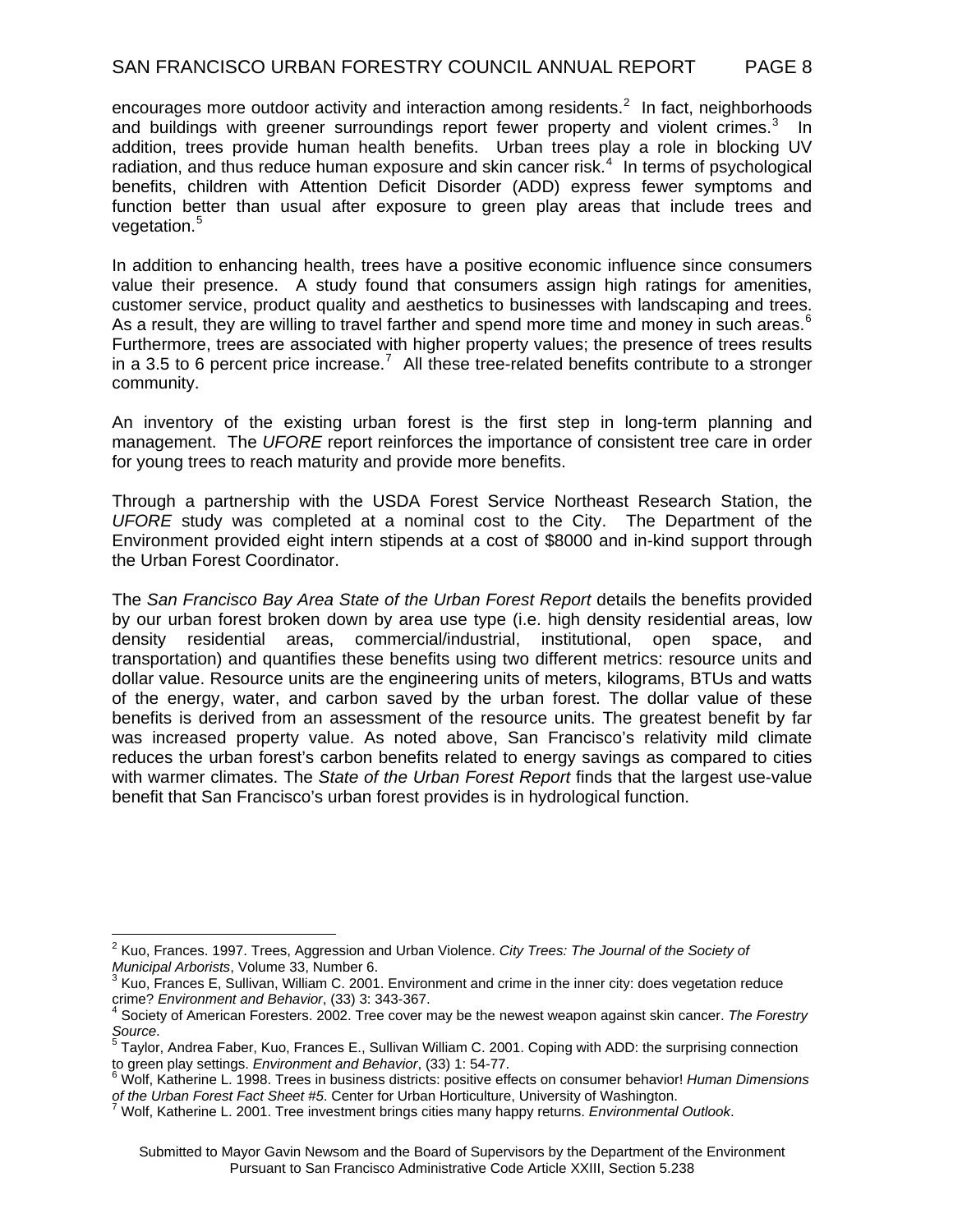encourages more outdoor activity and interaction among residents.[2] In fact, neighborhoods and buildings with greener surroundings report fewer property and violent crimes.[3] In addition, trees provide human health benefits. Urban trees play a role in blocking UV radiation, and thus reduce human exposure and skin cancer risk.[4] In terms of psychological benefits, children with Attention Deficit Disorder (ADD) express fewer symptoms and function better than usual after exposure to green play areas that include trees and vegetation.[5]

In addition to enhancing health, trees have a positive economic influence since consumers value their presence. A study found that consumers assign high ratings for amenities, customer service, product quality and aesthetics to businesses with landscaping and trees. As a result, they are willing to travel farther and spend more time and money in such areas.[6] Furthermore, trees are associated with higher property values; the presence of trees results in a 3.5 to 6 percent price increase.[7] All these tree-related benefits contribute to a stronger community.

An inventory of the existing urban forest is the first step in long-term planning and management. The *UFORE* report reinforces the importance of consistent tree care in order for young trees to reach maturity and provide more benefits.

Through a partnership with the USDA Forest Service Northeast Research Station, the *UFORE* study was completed at a nominal cost to the City. The Department of the Environment provided eight intern stipends at a cost of $8000 and in-kind support through the Urban Forest Coordinator.

The *San Francisco Bay Area State of the Urban Forest Report* details the benefits provided by our urban forest broken down by area use type (i.e. high density residential areas, low density residential areas, commercial/industrial, institutional, open space, and transportation) and quantifies these benefits using two different metrics: resource units and dollar value. Resource units are the engineering units of meters, kilograms, BTUs and watts of the energy, water, and carbon saved by the urban forest. The dollar value of these benefits is derived from an assessment of the resource units. The greatest benefit by far was increased property value. As noted above, San Francisco's relativity mild climate reduces the urban forest's carbon benefits related to energy savings as compared to cities with warmer climates. The *State of the Urban Forest Report* finds that the largest use-value benefit that San Francisco's urban forest provides is in hydrological function.

---

[2] Kuo, Frances. 1997. Trees, Aggression and Urban Violence. *City Trees: The Journal of the Society of Municipal Arborists*, Volume 33, Number 6.

[3] Kuo, Frances E, Sullivan, William C. 2001. Environment and crime in the inner city: does vegetation reduce crime? *Environment and Behavior*, (33) 3: 343-367.

[4] Society of American Foresters. 2002. Tree cover may be the newest weapon against skin cancer. *The Forestry Source*.

[5] Taylor, Andrea Faber, Kuo, Frances E., Sullivan William C. 2001. Coping with ADD: the surprising connection to green play settings. *Environment and Behavior*, (33) 1: 54-77.

[6] Wolf, Katherine L. 1998. Trees in business districts: positive effects on consumer behavior! *Human Dimensions of the Urban Forest Fact Sheet #5.* Center for Urban Horticulture, University of Washington.

[7] Wolf, Katherine L. 2001. Tree investment brings cities many happy returns. *Environmental Outlook*.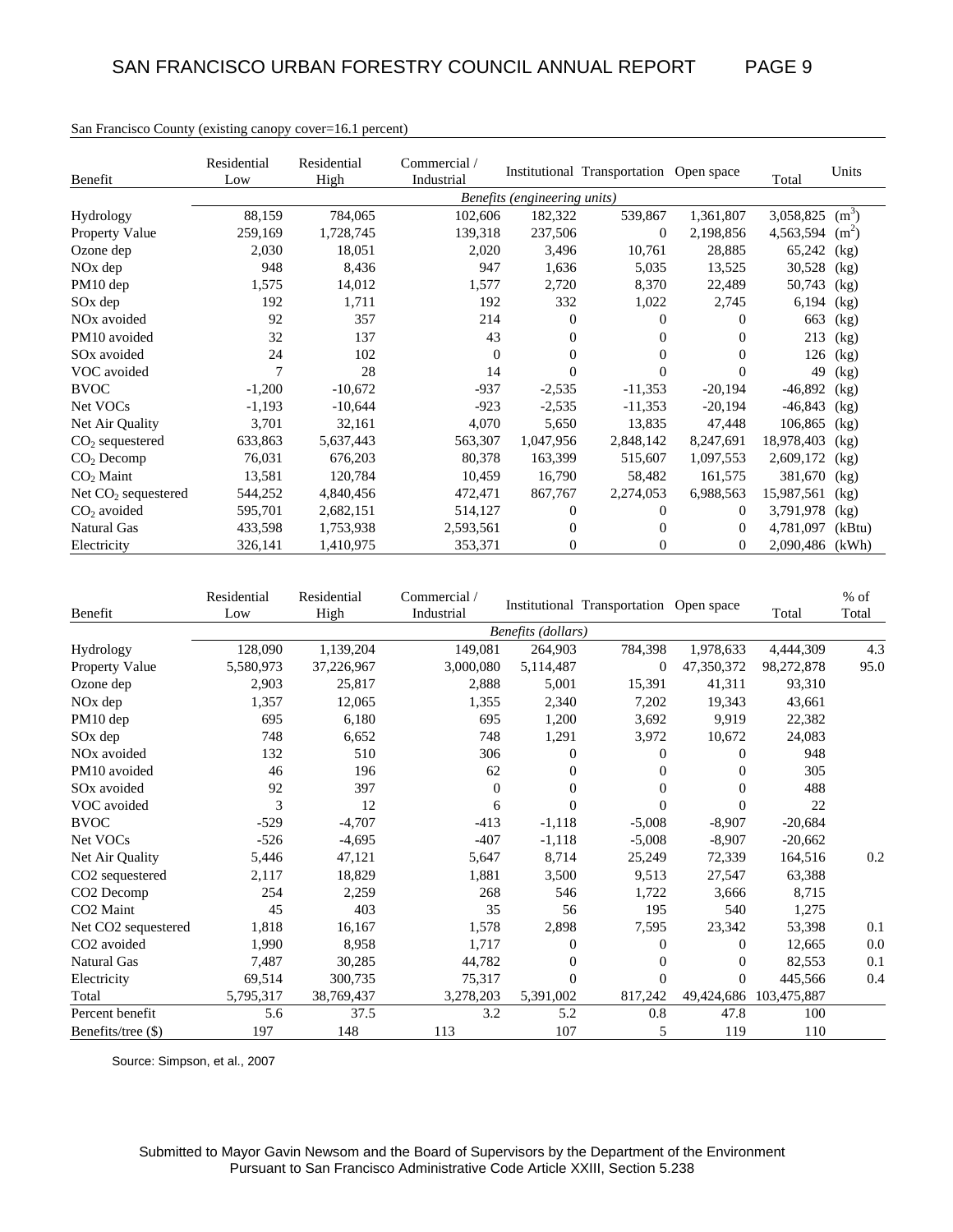San Francisco County (existing canopy cover=16.1 percent)

| Benefit | Residential Low | Residential High | Commercial / Industrial | Institutional | Transportation | Open space | Total | Units |
|---|---|---|---|---|---|---|---|---|
| | *Benefits (engineering units)* | | | | | | | |
| Hydrology | 88,159 | 784,065 | 102,606 | 182,322 | 539,867 | 1,361,807 | 3,058,825 | ($m^3$) |
| Property Value | 259,169 | 1,728,745 | 139,318 | 237,506 | 0 | 2,198,856 | 4,563,594 | ($m^2$) |
| Ozone dep | 2,030 | 18,051 | 2,020 | 3,496 | 10,761 | 28,885 | 65,242 | (kg) |
| NOx dep | 948 | 8,436 | 947 | 1,636 | 5,035 | 13,525 | 30,528 | (kg) |
| PM10 dep | 1,575 | 14,012 | 1,577 | 2,720 | 8,370 | 22,489 | 50,743 | (kg) |
| SOx dep | 192 | 1,711 | 192 | 332 | 1,022 | 2,745 | 6,194 | (kg) |
| NOx avoided | 92 | 357 | 214 | 0 | 0 | 0 | 663 | (kg) |
| PM10 avoided | 32 | 137 | 43 | 0 | 0 | 0 | 213 | (kg) |
| SOx avoided | 24 | 102 | 0 | 0 | 0 | 0 | 126 | (kg) |
| VOC avoided | 7 | 28 | 14 | 0 | 0 | 0 | 49 | (kg) |
| BVOC | -1,200 | -10,672 | -937 | -2,535 | -11,353 | -20,194 | -46,892 | (kg) |
| Net VOCs | -1,193 | -10,644 | -923 | -2,535 | -11,353 | -20,194 | -46,843 | (kg) |
| Net Air Quality | 3,701 | 32,161 | 4,070 | 5,650 | 13,835 | 47,448 | 106,865 | (kg) |
| $CO_2$ sequestered | 633,863 | 5,637,443 | 563,307 | 1,047,956 | 2,848,142 | 8,247,691 | 18,978,403 | (kg) |
| $CO_2$ Decomp | 76,031 | 676,203 | 80,378 | 163,399 | 515,607 | 1,097,553 | 2,609,172 | (kg) |
| $CO_2$ Maint | 13,581 | 120,784 | 10,459 | 16,790 | 58,482 | 161,575 | 381,670 | (kg) |
| Net $CO_2$ sequestered | 544,252 | 4,840,456 | 472,471 | 867,767 | 2,274,053 | 6,988,563 | 15,987,561 | (kg) |
| $CO_2$ avoided | 595,701 | 2,682,151 | 514,127 | 0 | 0 | 0 | 3,791,978 | (kg) |
| Natural Gas | 433,598 | 1,753,938 | 2,593,561 | 0 | 0 | 0 | 4,781,097 | (kBtu) |
| Electricity | 326,141 | 1,410,975 | 353,371 | 0 | 0 | 0 | 2,090,486 | (kWh) |

| Benefit | Residential Low | Residential High | Commercial / Industrial | Institutional | Transportation | Open space | Total | % of Total |
|---|---|---|---|---|---|---|---|---|
| | *Benefits (dollars)* | | | | | | | |
| Hydrology | 128,090 | 1,139,204 | 149,081 | 264,903 | 784,398 | 1,978,633 | 4,444,309 | 4.3 |
| Property Value | 5,580,973 | 37,226,967 | 3,000,080 | 5,114,487 | 0 | 47,350,372 | 98,272,878 | 95.0 |
| Ozone dep | 2,903 | 25,817 | 2,888 | 5,001 | 15,391 | 41,311 | 93,310 | |
| NOx dep | 1,357 | 12,065 | 1,355 | 2,340 | 7,202 | 19,343 | 43,661 | |
| PM10 dep | 695 | 6,180 | 695 | 1,200 | 3,692 | 9,919 | 22,382 | |
| SOx dep | 748 | 6,652 | 748 | 1,291 | 3,972 | 10,672 | 24,083 | |
| NOx avoided | 132 | 510 | 306 | 0 | 0 | 0 | 948 | |
| PM10 avoided | 46 | 196 | 62 | 0 | 0 | 0 | 305 | |
| SOx avoided | 92 | 397 | 0 | 0 | 0 | 0 | 488 | |
| VOC avoided | 3 | 12 | 6 | 0 | 0 | 0 | 22 | |
| BVOC | -529 | -4,707 | -413 | -1,118 | -5,008 | -8,907 | -20,684 | |
| Net VOCs | -526 | -4,695 | -407 | -1,118 | -5,008 | -8,907 | -20,662 | |
| Net Air Quality | 5,446 | 47,121 | 5,647 | 8,714 | 25,249 | 72,339 | 164,516 | 0.2 |
| CO2 sequestered | 2,117 | 18,829 | 1,881 | 3,500 | 9,513 | 27,547 | 63,388 | |
| CO2 Decomp | 254 | 2,259 | 268 | 546 | 1,722 | 3,666 | 8,715 | |
| CO2 Maint | 45 | 403 | 35 | 56 | 195 | 540 | 1,275 | |
| Net CO2 sequestered | 1,818 | 16,167 | 1,578 | 2,898 | 7,595 | 23,342 | 53,398 | 0.1 |
| CO2 avoided | 1,990 | 8,958 | 1,717 | 0 | 0 | 0 | 12,665 | 0.0 |
| Natural Gas | 7,487 | 30,285 | 44,782 | 0 | 0 | 0 | 82,553 | 0.1 |
| Electricity | 69,514 | 300,735 | 75,317 | 0 | 0 | 0 | 445,566 | 0.4 |
| Total | 5,795,317 | 38,769,437 | 3,278,203 | 5,391,002 | 817,242 | 49,424,686 | 103,475,887 | |
| Percent benefit | 5.6 | 37.5 | 3.2 | 5.2 | 0.8 | 47.8 | 100 | |
| Benefits/tree ($) | 197 | 148 | 113 | 107 | 5 | 119 | 110 | |

Source: Simpson, et al., 2007

Submitted to Mayor Gavin Newsom and the Board of Supervisors by the Department of the Environment Pursuant to San Francisco Administrative Code Article XXIII, Section 5.238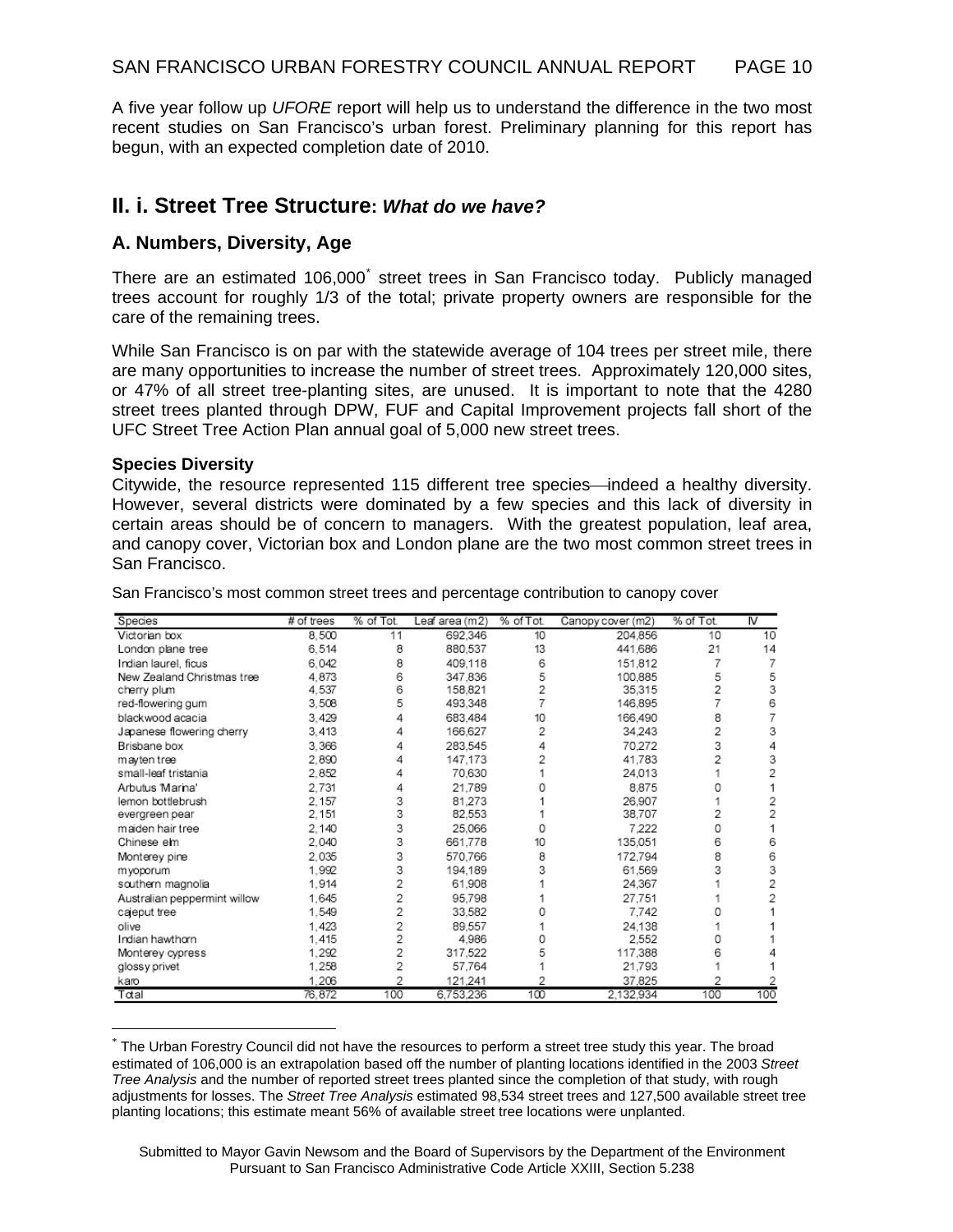A five year follow up *UFORE* report will help us to understand the difference in the two most recent studies on San Francisco's urban forest. Preliminary planning for this report has begun, with an expected completion date of 2010.

## II. i. Street Tree Structure: *What do we have?*

### A. Numbers, Diversity, Age

There are an estimated 106,000* street trees in San Francisco today. Publicly managed trees account for roughly 1/3 of the total; private property owners are responsible for the care of the remaining trees.

While San Francisco is on par with the statewide average of 104 trees per street mile, there are many opportunities to increase the number of street trees. Approximately 120,000 sites, or 47% of all street tree-planting sites, are unused. It is important to note that the 4280 street trees planted through DPW, FUF and Capital Improvement projects fall short of the UFC Street Tree Action Plan annual goal of 5,000 new street trees.

**Species Diversity**

Citywide, the resource represented 115 different tree species—indeed a healthy diversity. However, several districts were dominated by a few species and this lack of diversity in certain areas should be of concern to managers. With the greatest population, leaf area, and canopy cover, Victorian box and London plane are the two most common street trees in San Francisco.

San Francisco's most common street trees and percentage contribution to canopy cover

| Species | # of trees | % of Tot. | Leaf area (m2) | % of Tot. | Canopy cover (m2) | % of Tot. | IV |
|---|---|---|---|---|---|---|---|
| Victorian box | 8,500 | 11 | 692,346 | 10 | 204,856 | 10 | 10 |
| London plane tree | 6,514 | 8 | 880,537 | 13 | 441,686 | 21 | 14 |
| Indian laurel, ficus | 6,042 | 8 | 409,118 | 6 | 151,812 | 7 | 7 |
| New Zealand Christmas tree | 4,873 | 6 | 347,836 | 5 | 100,885 | 5 | 5 |
| cherry plum | 4,537 | 6 | 158,821 | 2 | 35,315 | 2 | 3 |
| red-flowering gum | 3,508 | 5 | 493,348 | 7 | 146,895 | 7 | 6 |
| blackwood acacia | 3,429 | 4 | 683,484 | 10 | 166,490 | 8 | 7 |
| Japanese flowering cherry | 3,413 | 4 | 166,627 | 2 | 34,243 | 2 | 3 |
| Brisbane box | 3,366 | 4 | 283,545 | 4 | 70,272 | 3 | 4 |
| mayten tree | 2,890 | 4 | 147,173 | 2 | 41,783 | 2 | 3 |
| small-leaf tristania | 2,852 | 4 | 70,630 | 1 | 24,013 | 1 | 2 |
| Arbutus 'Marina' | 2,731 | 4 | 21,789 | 0 | 8,875 | 0 | 1 |
| lemon bottlebrush | 2,157 | 3 | 81,273 | 1 | 26,907 | 1 | 2 |
| evergreen pear | 2,151 | 3 | 82,553 | 1 | 38,707 | 2 | 2 |
| maiden hair tree | 2,140 | 3 | 25,066 | 0 | 7,222 | 0 | 1 |
| Chinese elm | 2,040 | 3 | 661,778 | 10 | 135,051 | 6 | 6 |
| Monterey pine | 2,035 | 3 | 570,766 | 8 | 172,794 | 8 | 6 |
| myoporum | 1,992 | 3 | 194,189 | 3 | 61,569 | 3 | 3 |
| southern magnolia | 1,914 | 2 | 61,908 | 1 | 24,367 | 1 | 2 |
| Australian peppermint willow | 1,645 | 2 | 95,798 | 1 | 27,751 | 1 | 2 |
| cajeput tree | 1,549 | 2 | 33,582 | 0 | 7,742 | 0 | 1 |
| olive | 1,423 | 2 | 89,557 | 1 | 24,138 | 1 | 1 |
| Indian hawthorn | 1,415 | 2 | 4,986 | 0 | 2,552 | 0 | 1 |
| Monterey cypress | 1,292 | 2 | 317,522 | 5 | 117,388 | 6 | 4 |
| glossy privet | 1,258 | 2 | 57,764 | 1 | 21,793 | 1 | 1 |
| karo | 1,206 | 2 | 121,241 | 2 | 37,825 | 2 | 2 |
| Total | 76,872 | 100 | 6,753,236 | 100 | 2,132,934 | 100 | 100 |

---

* The Urban Forestry Council did not have the resources to perform a street tree study this year. The broad estimated of 106,000 is an extrapolation based off the number of planting locations identified in the 2003 *Street Tree Analysis* and the number of reported street trees planted since the completion of that study, with rough adjustments for losses. The *Street Tree Analysis* estimated 98,534 street trees and 127,500 available street tree planting locations; this estimate meant 56% of available street tree locations were unplanted.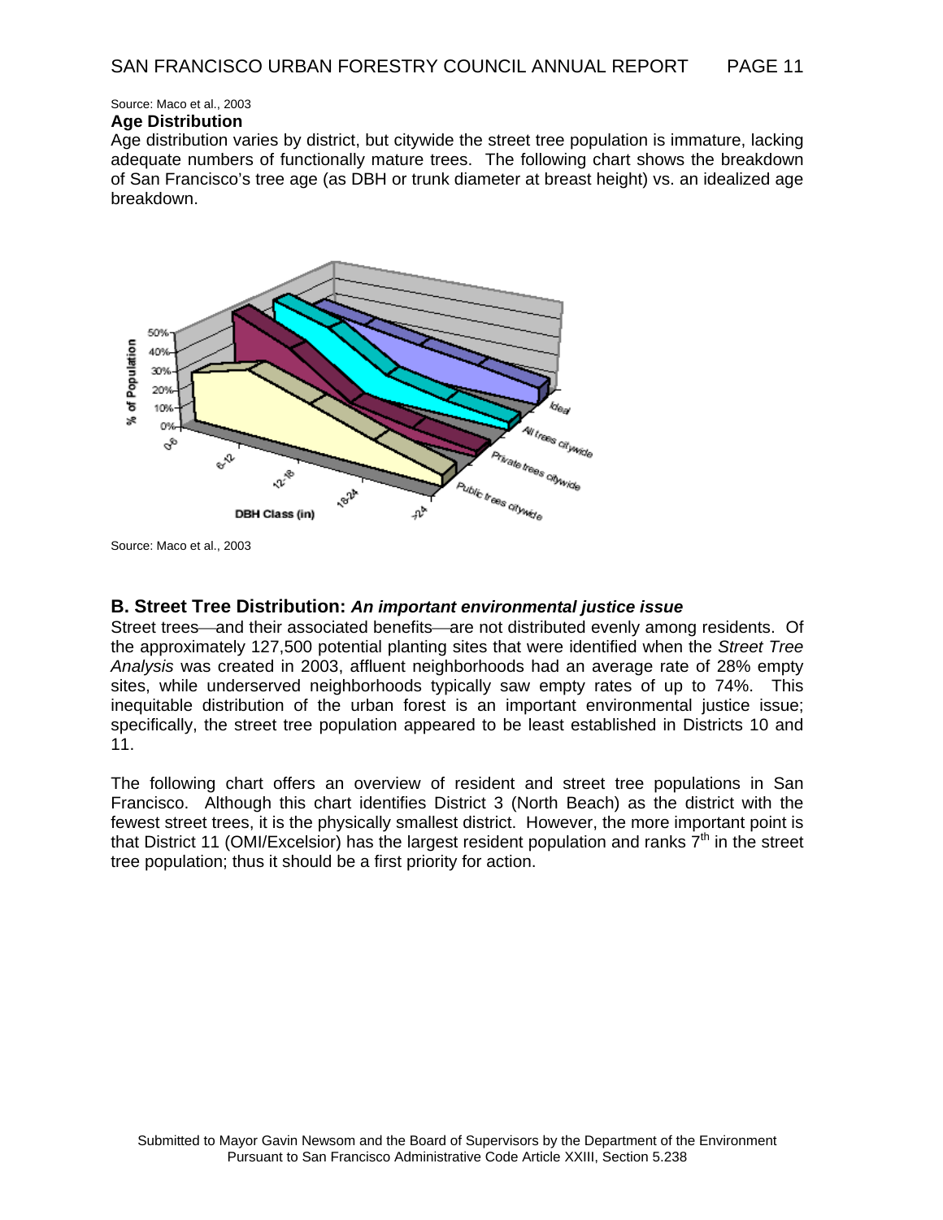Source: Maco et al., 2003

**Age Distribution**

Age distribution varies by district, but citywide the street tree population is immature, lacking adequate numbers of functionally mature trees. The following chart shows the breakdown of San Francisco's tree age (as DBH or trunk diameter at breast height) vs. an idealized age breakdown.

Source: Maco et al., 2003

## B. Street Tree Distribution: *An important environmental justice issue*

Street trees—and their associated benefits—are not distributed evenly among residents. Of the approximately 127,500 potential planting sites that were identified when the *Street Tree Analysis* was created in 2003, affluent neighborhoods had an average rate of 28% empty sites, while underserved neighborhoods typically saw empty rates of up to 74%. This inequitable distribution of the urban forest is an important environmental justice issue; specifically, the street tree population appeared to be least established in Districts 10 and 11.

The following chart offers an overview of resident and street tree populations in San Francisco. Although this chart identifies District 3 (North Beach) as the district with the fewest street trees, it is the physically smallest district. However, the more important point is that District 11 (OMI/Excelsior) has the largest resident population and ranks 7th in the street tree population; thus it should be a first priority for action.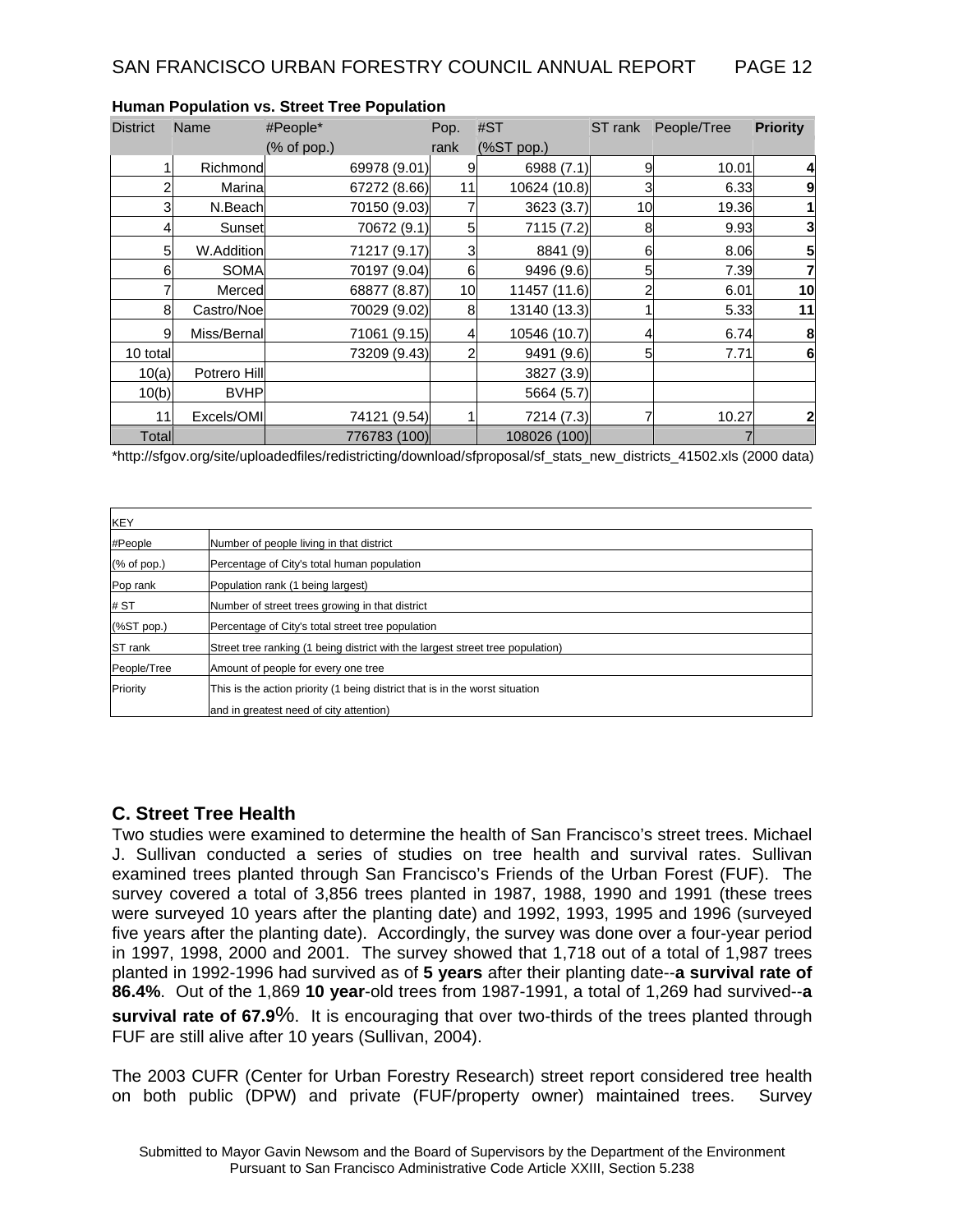**Human Population vs. Street Tree Population**

| District | Name | #People* (% of pop.) | Pop. rank | #ST (%ST pop.) | ST rank | People/Tree | **Priority** |
|---|---|---|---|---|---|---|---|
| 1 | Richmond | 69978 (9.01) | 9 | 6988 (7.1) | 9 | 10.01 | **4** |
| 2 | Marina | 67272 (8.66) | 11 | 10624 (10.8) | 3 | 6.33 | **9** |
| 3 | N.Beach | 70150 (9.03) | 7 | 3623 (3.7) | 10 | 19.36 | **1** |
| 4 | Sunset | 70672 (9.1) | 5 | 7115 (7.2) | 8 | 9.93 | **3** |
| 5 | W.Addition | 71217 (9.17) | 3 | 8841 (9) | 6 | 8.06 | **5** |
| 6 | SOMA | 70197 (9.04) | 6 | 9496 (9.6) | 5 | 7.39 | **7** |
| 7 | Merced | 68877 (8.87) | 10 | 11457 (11.6) | 2 | 6.01 | **10** |
| 8 | Castro/Noe | 70029 (9.02) | 8 | 13140 (13.3) | 1 | 5.33 | **11** |
| 9 | Miss/Bernal | 71061 (9.15) | 4 | 10546 (10.7) | 4 | 6.74 | **8** |
| 10 total | | 73209 (9.43) | 2 | 9491 (9.6) | 5 | 7.71 | **6** |
| 10(a) | Potrero Hill | | | 3827 (3.9) | | | |
| 10(b) | BVHP | | | 5664 (5.7) | | | |
| 11 | Excels/OMI | 74121 (9.54) | 1 | 7214 (7.3) | 7 | 10.27 | **2** |
| Total | | 776783 (100) | | 108026 (100) | | 7 | |

*http://sfgov.org/site/uploadedfiles/redistricting/download/sfproposal/sf_stats_new_districts_41502.xls (2000 data)

| KEY | |
|---|---|
| #People | Number of people living in that district |
| (% of pop.) | Percentage of City's total human population |
| Pop rank | Population rank (1 being largest) |
| # ST | Number of street trees growing in that district |
| (%ST pop.) | Percentage of City's total street tree population |
| ST rank | Street tree ranking (1 being district with the largest street tree population) |
| People/Tree | Amount of people for every one tree |
| Priority | This is the action priority (1 being district that is in the worst situation and in greatest need of city attention) |

## C. Street Tree Health

Two studies were examined to determine the health of San Francisco's street trees. Michael J. Sullivan conducted a series of studies on tree health and survival rates. Sullivan examined trees planted through San Francisco's Friends of the Urban Forest (FUF). The survey covered a total of 3,856 trees planted in 1987, 1988, 1990 and 1991 (these trees were surveyed 10 years after the planting date) and 1992, 1993, 1995 and 1996 (surveyed five years after the planting date). Accordingly, the survey was done over a four-year period in 1997, 1998, 2000 and 2001. The survey showed that 1,718 out of a total of 1,987 trees planted in 1992-1996 had survived as of **5 years** after their planting date--**a survival rate of 86.4%**. Out of the 1,869 **10 year**-old trees from 1987-1991, a total of 1,269 had survived--**a survival rate of 67.9%**. It is encouraging that over two-thirds of the trees planted through FUF are still alive after 10 years (Sullivan, 2004).

The 2003 CUFR (Center for Urban Forestry Research) street report considered tree health on both public (DPW) and private (FUF/property owner) maintained trees. Survey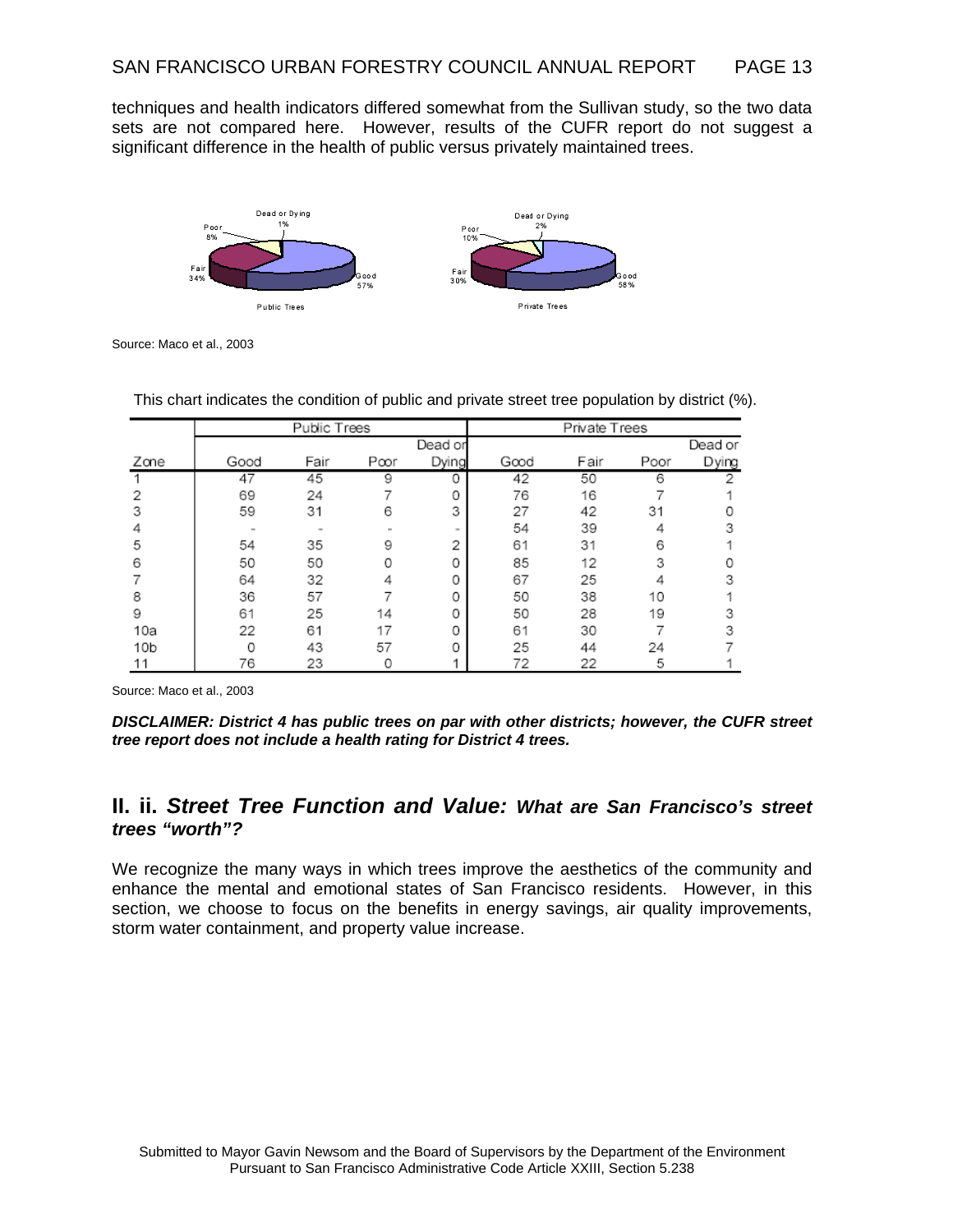techniques and health indicators differed somewhat from the Sullivan study, so the two data sets are not compared here. However, results of the CUFR report do not suggest a significant difference in the health of public versus privately maintained trees.

Source: Maco et al., 2003

This chart indicates the condition of public and private street tree population by district (%).

| | Public Trees | | | | Private Trees | | | |
|---|---|---|---|---|---|---|---|---|
| Zone | Good | Fair | Poor | Dead or Dying | Good | Fair | Poor | Dead or Dying |
| 1 | 47 | 45 | 9 | 0 | 42 | 50 | 6 | 2 |
| 2 | 69 | 24 | 7 | 0 | 76 | 16 | 7 | 1 |
| 3 | 59 | 31 | 6 | 3 | 27 | 42 | 31 | 0 |
| 4 | - | - | - | - | 54 | 39 | 4 | 3 |
| 5 | 54 | 35 | 9 | 2 | 61 | 31 | 6 | 1 |
| 6 | 50 | 50 | 0 | 0 | 85 | 12 | 3 | 0 |
| 7 | 64 | 32 | 4 | 0 | 67 | 25 | 4 | 3 |
| 8 | 36 | 57 | 7 | 0 | 50 | 38 | 10 | 1 |
| 9 | 61 | 25 | 14 | 0 | 50 | 28 | 19 | 3 |
| 10a | 22 | 61 | 17 | 0 | 61 | 30 | 7 | 3 |
| 10b | 0 | 43 | 57 | 0 | 25 | 44 | 24 | 7 |
| 11 | 76 | 23 | 0 | 1 | 72 | 22 | 5 | 1 |

Source: Maco et al., 2003

***DISCLAIMER: District 4 has public trees on par with other districts; however, the CUFR street tree report does not include a health rating for District 4 trees.***

## II. ii. *Street Tree Function and Value: What are San Francisco's street trees "worth"?*

We recognize the many ways in which trees improve the aesthetics of the community and enhance the mental and emotional states of San Francisco residents. However, in this section, we choose to focus on the benefits in energy savings, air quality improvements, storm water containment, and property value increase.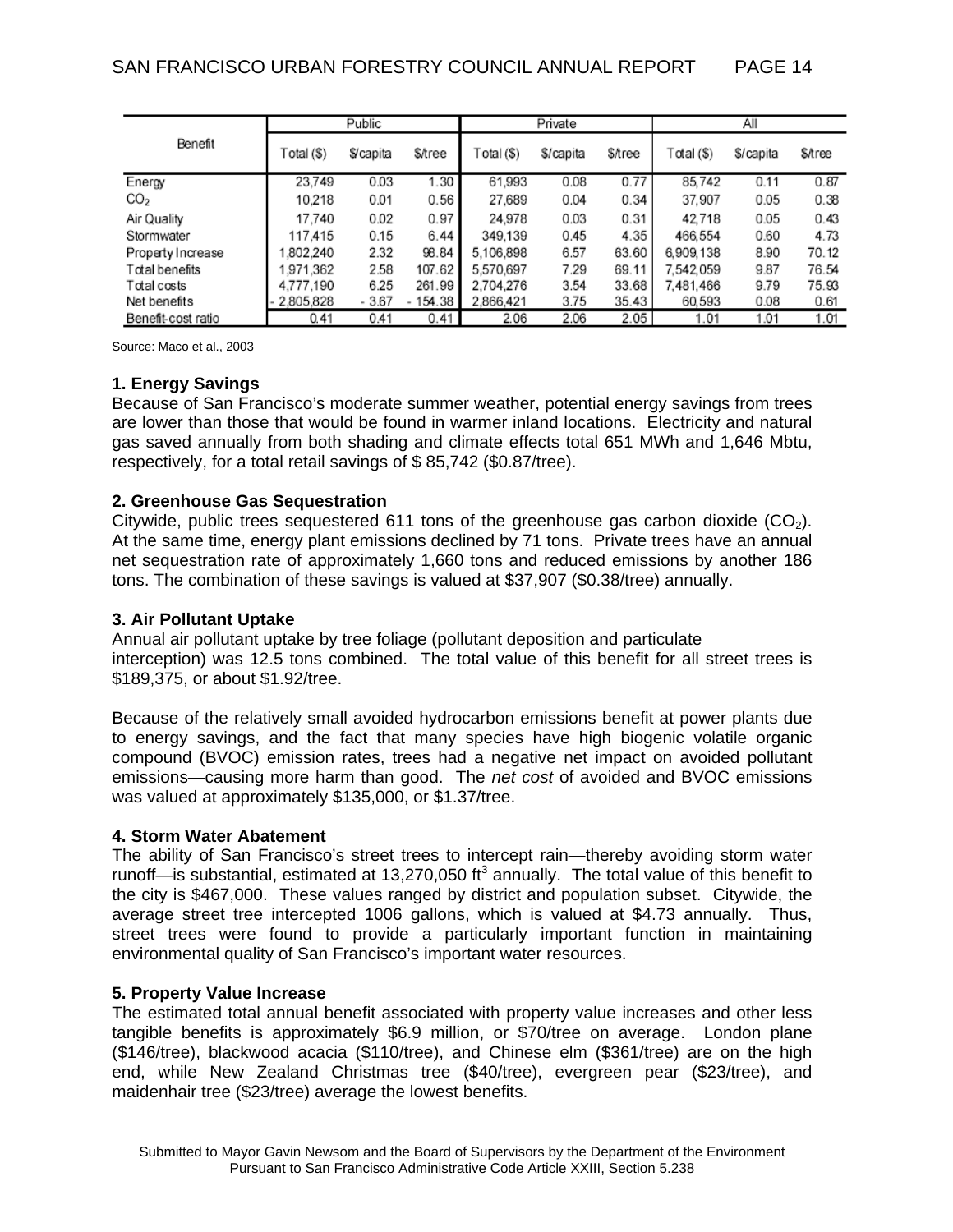| Benefit | Public | | | Private | | | All | | |
|---|---|---|---|---|---|---|---|---|---|
| | Total ($) | $/capita | $/tree | Total ($) | $/capita | $/tree | Total ($) | $/capita | $/tree |
| Energy | 23,749 | 0.03 | 1.30 | 61,993 | 0.08 | 0.77 | 85,742 | 0.11 | 0.87 |
| $CO_2$ | 10,218 | 0.01 | 0.56 | 27,689 | 0.04 | 0.34 | 37,907 | 0.05 | 0.38 |
| Air Quality | 17,740 | 0.02 | 0.97 | 24,978 | 0.03 | 0.31 | 42,718 | 0.05 | 0.43 |
| Stormwater | 117,415 | 0.15 | 6.44 | 349,139 | 0.45 | 4.35 | 466,554 | 0.60 | 4.73 |
| Property Increase | 1,802,240 | 2.32 | 98.84 | 5,106,898 | 6.57 | 63.60 | 6,909,138 | 8.90 | 70.12 |
| Total benefits | 1,971,362 | 2.58 | 107.62 | 5,570,697 | 7.29 | 69.11 | 7,542,059 | 9.87 | 76.54 |
| Total costs | 4,777,190 | 6.25 | 261.99 | 2,704,276 | 3.54 | 33.68 | 7,481,466 | 9.79 | 75.93 |
| Net benefits | - 2,805,828 | - 3.67 | - 154.38 | 2,866,421 | 3.75 | 35.43 | 60,593 | 0.08 | 0.61 |
| Benefit-cost ratio | 0.41 | 0.41 | 0.41 | 2.06 | 2.06 | 2.05 | 1.01 | 1.01 | 1.01 |

Source: Maco et al., 2003

**1. Energy Savings**

Because of San Francisco's moderate summer weather, potential energy savings from trees are lower than those that would be found in warmer inland locations. Electricity and natural gas saved annually from both shading and climate effects total 651 MWh and 1,646 Mbtu, respectively, for a total retail savings of $ 85,742 ($0.87/tree).

**2. Greenhouse Gas Sequestration**

Citywide, public trees sequestered 611 tons of the greenhouse gas carbon dioxide ($CO_2$). At the same time, energy plant emissions declined by 71 tons. Private trees have an annual net sequestration rate of approximately 1,660 tons and reduced emissions by another 186 tons. The combination of these savings is valued at $37,907 ($0.38/tree) annually.

**3. Air Pollutant Uptake**

Annual air pollutant uptake by tree foliage (pollutant deposition and particulate interception) was 12.5 tons combined. The total value of this benefit for all street trees is $189,375, or about $1.92/tree.

Because of the relatively small avoided hydrocarbon emissions benefit at power plants due to energy savings, and the fact that many species have high biogenic volatile organic compound (BVOC) emission rates, trees had a negative net impact on avoided pollutant emissions—causing more harm than good. The *net cost* of avoided and BVOC emissions was valued at approximately $135,000, or $1.37/tree.

**4. Storm Water Abatement**

The ability of San Francisco's street trees to intercept rain—thereby avoiding storm water runoff—is substantial, estimated at 13,270,050 ft$^3$ annually. The total value of this benefit to the city is $467,000. These values ranged by district and population subset. Citywide, the average street tree intercepted 1006 gallons, which is valued at $4.73 annually. Thus, street trees were found to provide a particularly important function in maintaining environmental quality of San Francisco's important water resources.

**5. Property Value Increase**

The estimated total annual benefit associated with property value increases and other less tangible benefits is approximately $6.9 million, or $70/tree on average. London plane ($146/tree), blackwood acacia ($110/tree), and Chinese elm ($361/tree) are on the high end, while New Zealand Christmas tree ($40/tree), evergreen pear ($23/tree), and maidenhair tree ($23/tree) average the lowest benefits.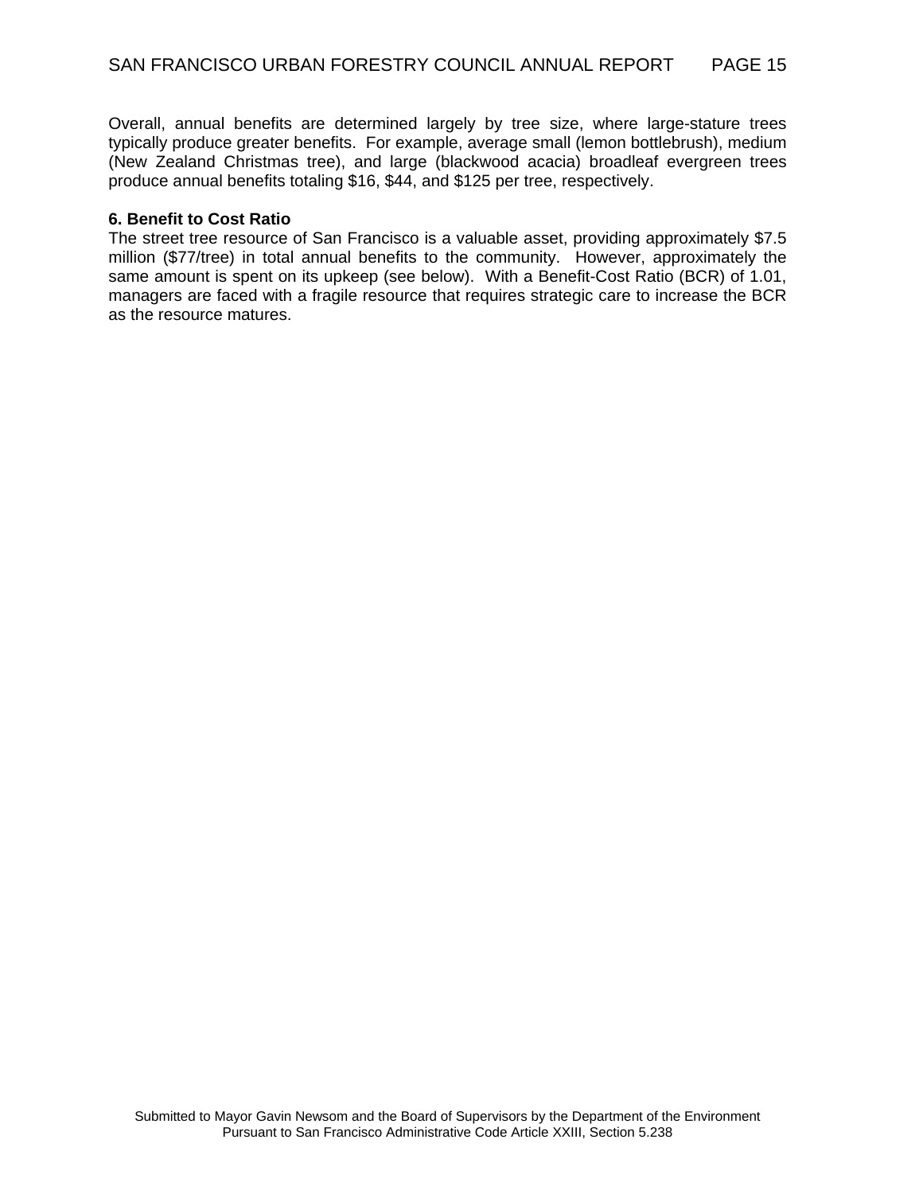Overall, annual benefits are determined largely by tree size, where large-stature trees typically produce greater benefits. For example, average small (lemon bottlebrush), medium (New Zealand Christmas tree), and large (blackwood acacia) broadleaf evergreen trees produce annual benefits totaling $16, $44, and $125 per tree, respectively.

**6. Benefit to Cost Ratio**

The street tree resource of San Francisco is a valuable asset, providing approximately $7.5 million ($77/tree) in total annual benefits to the community. However, approximately the same amount is spent on its upkeep (see below). With a Benefit-Cost Ratio (BCR) of 1.01, managers are faced with a fragile resource that requires strategic care to increase the BCR as the resource matures.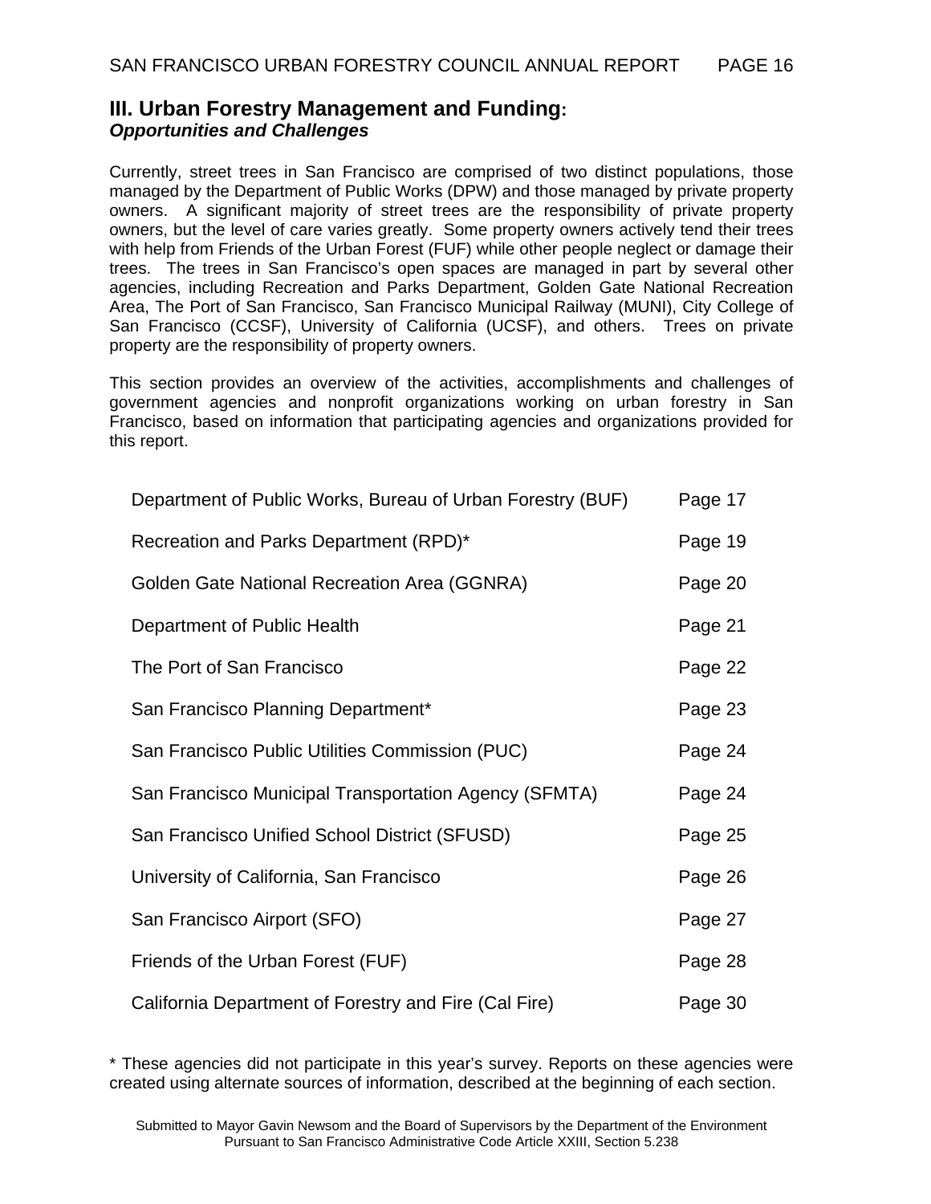## III. Urban Forestry Management and Funding:

### *Opportunities and Challenges*

Currently, street trees in San Francisco are comprised of two distinct populations, those managed by the Department of Public Works (DPW) and those managed by private property owners. A significant majority of street trees are the responsibility of private property owners, but the level of care varies greatly. Some property owners actively tend their trees with help from Friends of the Urban Forest (FUF) while other people neglect or damage their trees. The trees in San Francisco's open spaces are managed in part by several other agencies, including Recreation and Parks Department, Golden Gate National Recreation Area, The Port of San Francisco, San Francisco Municipal Railway (MUNI), City College of San Francisco (CCSF), University of California (UCSF), and others. Trees on private property are the responsibility of property owners.

This section provides an overview of the activities, accomplishments and challenges of government agencies and nonprofit organizations working on urban forestry in San Francisco, based on information that participating agencies and organizations provided for this report.

| | |
|---|---|
| Department of Public Works, Bureau of Urban Forestry (BUF) | Page 17 |
| Recreation and Parks Department (RPD)* | Page 19 |
| Golden Gate National Recreation Area (GGNRA) | Page 20 |
| Department of Public Health | Page 21 |
| The Port of San Francisco | Page 22 |
| San Francisco Planning Department* | Page 23 |
| San Francisco Public Utilities Commission (PUC) | Page 24 |
| San Francisco Municipal Transportation Agency (SFMTA) | Page 24 |
| San Francisco Unified School District (SFUSD) | Page 25 |
| University of California, San Francisco | Page 26 |
| San Francisco Airport (SFO) | Page 27 |
| Friends of the Urban Forest (FUF) | Page 28 |
| California Department of Forestry and Fire (Cal Fire) | Page 30 |

* These agencies did not participate in this year's survey. Reports on these agencies were created using alternate sources of information, described at the beginning of each section.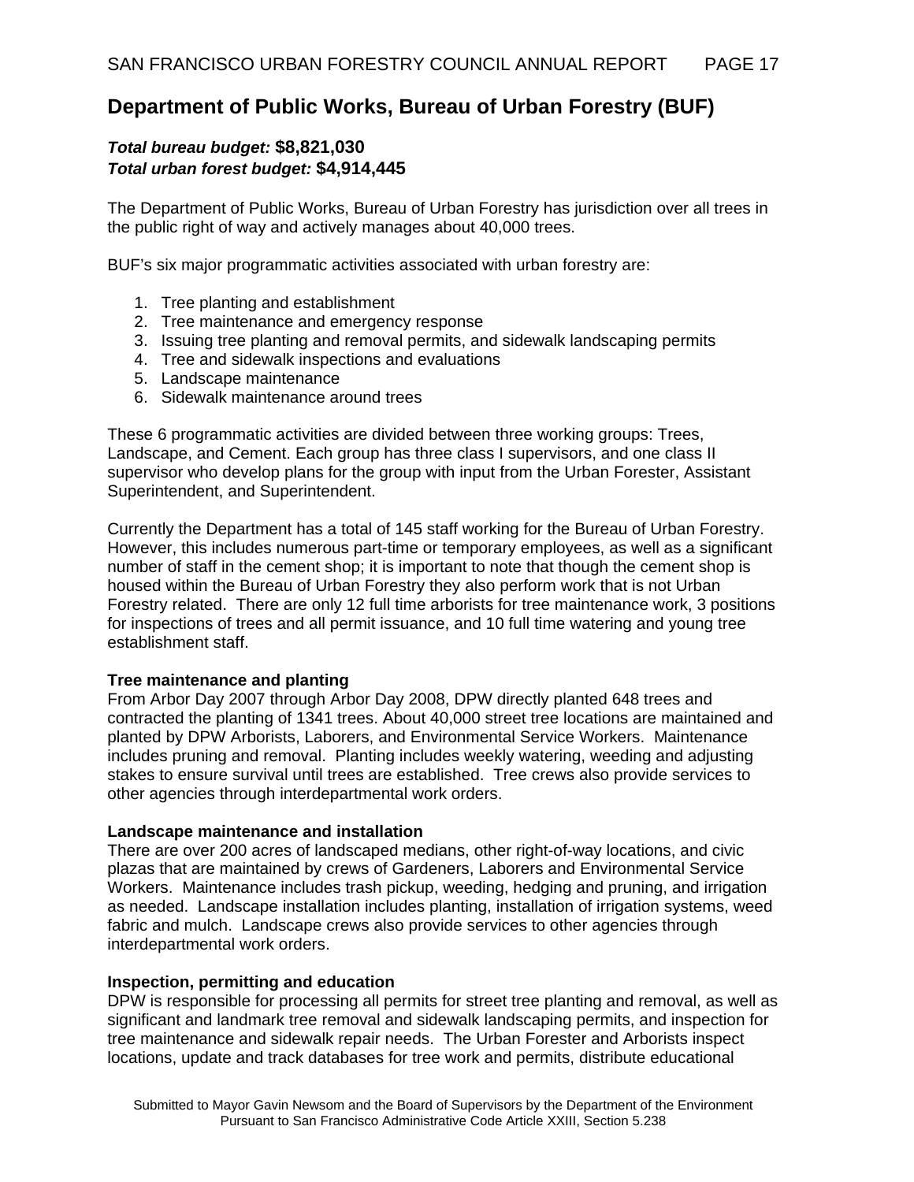## Department of Public Works, Bureau of Urban Forestry (BUF)

***Total bureau budget:*** **$8,821,030**
***Total urban forest budget:*** **$4,914,445**

The Department of Public Works, Bureau of Urban Forestry has jurisdiction over all trees in the public right of way and actively manages about 40,000 trees.

BUF's six major programmatic activities associated with urban forestry are:

1. Tree planting and establishment
2. Tree maintenance and emergency response
3. Issuing tree planting and removal permits, and sidewalk landscaping permits
4. Tree and sidewalk inspections and evaluations
5. Landscape maintenance
6. Sidewalk maintenance around trees

These 6 programmatic activities are divided between three working groups: Trees, Landscape, and Cement. Each group has three class I supervisors, and one class II supervisor who develop plans for the group with input from the Urban Forester, Assistant Superintendent, and Superintendent.

Currently the Department has a total of 145 staff working for the Bureau of Urban Forestry. However, this includes numerous part-time or temporary employees, as well as a significant number of staff in the cement shop; it is important to note that though the cement shop is housed within the Bureau of Urban Forestry they also perform work that is not Urban Forestry related. There are only 12 full time arborists for tree maintenance work, 3 positions for inspections of trees and all permit issuance, and 10 full time watering and young tree establishment staff.

**Tree maintenance and planting**
From Arbor Day 2007 through Arbor Day 2008, DPW directly planted 648 trees and contracted the planting of 1341 trees. About 40,000 street tree locations are maintained and planted by DPW Arborists, Laborers, and Environmental Service Workers. Maintenance includes pruning and removal. Planting includes weekly watering, weeding and adjusting stakes to ensure survival until trees are established. Tree crews also provide services to other agencies through interdepartmental work orders.

**Landscape maintenance and installation**
There are over 200 acres of landscaped medians, other right-of-way locations, and civic plazas that are maintained by crews of Gardeners, Laborers and Environmental Service Workers. Maintenance includes trash pickup, weeding, hedging and pruning, and irrigation as needed. Landscape installation includes planting, installation of irrigation systems, weed fabric and mulch. Landscape crews also provide services to other agencies through interdepartmental work orders.

**Inspection, permitting and education**
DPW is responsible for processing all permits for street tree planting and removal, as well as significant and landmark tree removal and sidewalk landscaping permits, and inspection for tree maintenance and sidewalk repair needs. The Urban Forester and Arborists inspect locations, update and track databases for tree work and permits, distribute educational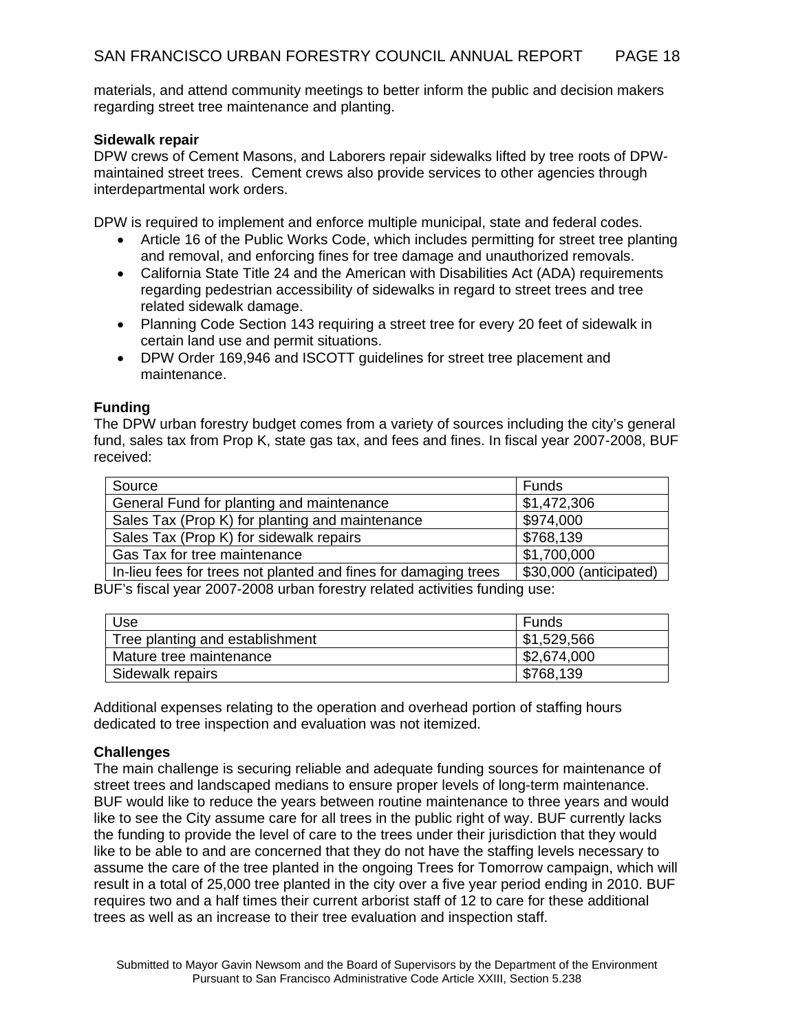materials, and attend community meetings to better inform the public and decision makers regarding street tree maintenance and planting.

**Sidewalk repair**

DPW crews of Cement Masons, and Laborers repair sidewalks lifted by tree roots of DPW-maintained street trees. Cement crews also provide services to other agencies through interdepartmental work orders.

DPW is required to implement and enforce multiple municipal, state and federal codes.

- Article 16 of the Public Works Code, which includes permitting for street tree planting and removal, and enforcing fines for tree damage and unauthorized removals.
- California State Title 24 and the American with Disabilities Act (ADA) requirements regarding pedestrian accessibility of sidewalks in regard to street trees and tree related sidewalk damage.
- Planning Code Section 143 requiring a street tree for every 20 feet of sidewalk in certain land use and permit situations.
- DPW Order 169,946 and ISCOTT guidelines for street tree placement and maintenance.

**Funding**

The DPW urban forestry budget comes from a variety of sources including the city's general fund, sales tax from Prop K, state gas tax, and fees and fines. In fiscal year 2007-2008, BUF received:

| Source | Funds |
|---|---|
| General Fund for planting and maintenance | $1,472,306 |
| Sales Tax (Prop K) for planting and maintenance | $974,000 |
| Sales Tax (Prop K) for sidewalk repairs | $768,139 |
| Gas Tax for tree maintenance | $1,700,000 |
| In-lieu fees for trees not planted and fines for damaging trees | $30,000 (anticipated) |

BUF's fiscal year 2007-2008 urban forestry related activities funding use:

| Use | Funds |
|---|---|
| Tree planting and establishment | $1,529,566 |
| Mature tree maintenance | $2,674,000 |
| Sidewalk repairs | $768,139 |

Additional expenses relating to the operation and overhead portion of staffing hours dedicated to tree inspection and evaluation was not itemized.

**Challenges**

The main challenge is securing reliable and adequate funding sources for maintenance of street trees and landscaped medians to ensure proper levels of long-term maintenance. BUF would like to reduce the years between routine maintenance to three years and would like to see the City assume care for all trees in the public right of way. BUF currently lacks the funding to provide the level of care to the trees under their jurisdiction that they would like to be able to and are concerned that they do not have the staffing levels necessary to assume the care of the tree planted in the ongoing Trees for Tomorrow campaign, which will result in a total of 25,000 tree planted in the city over a five year period ending in 2010. BUF requires two and a half times their current arborist staff of 12 to care for these additional trees as well as an increase to their tree evaluation and inspection staff.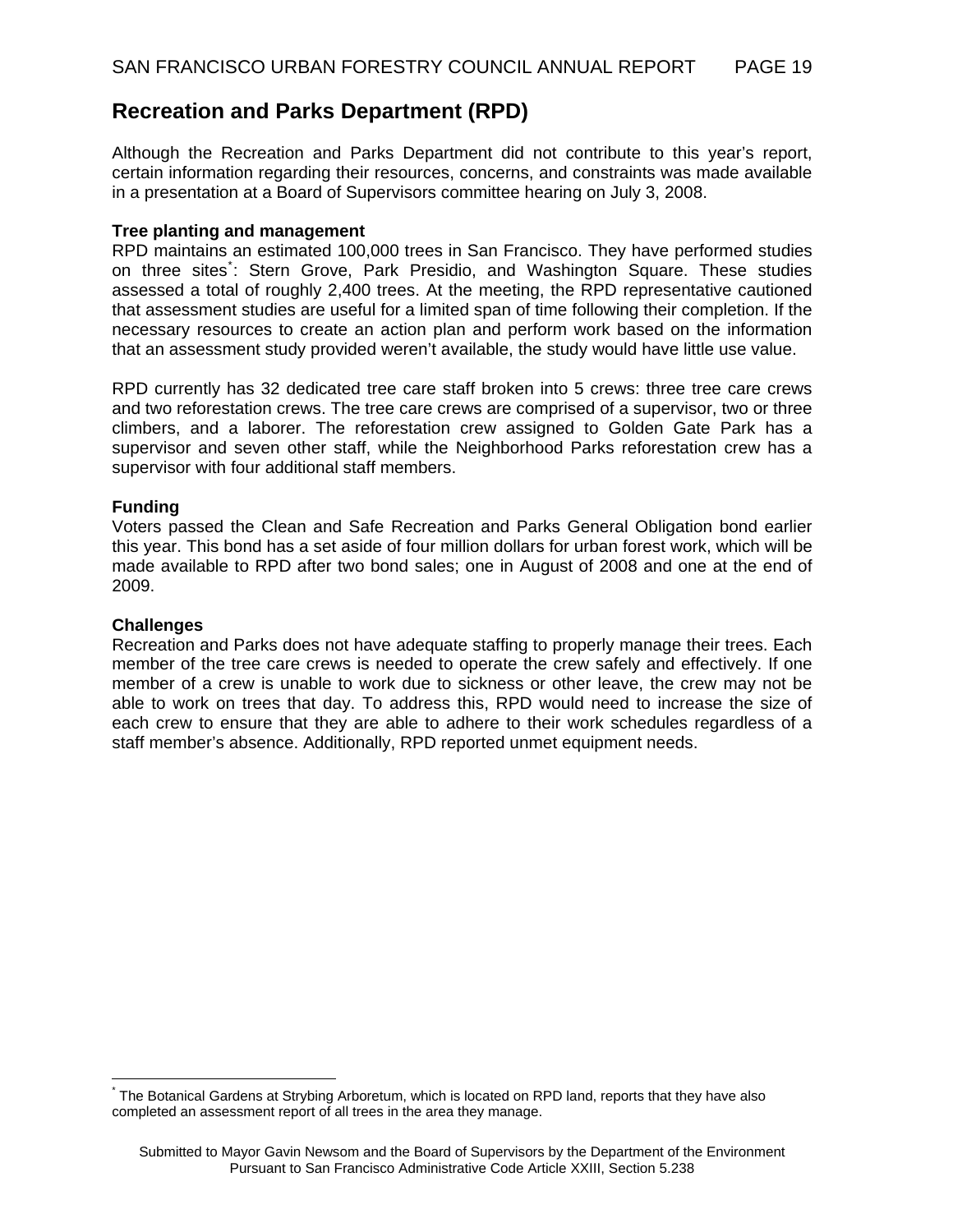## Recreation and Parks Department (RPD)

Although the Recreation and Parks Department did not contribute to this year's report, certain information regarding their resources, concerns, and constraints was made available in a presentation at a Board of Supervisors committee hearing on July 3, 2008.

**Tree planting and management**

RPD maintains an estimated 100,000 trees in San Francisco. They have performed studies on three sites[*]: Stern Grove, Park Presidio, and Washington Square. These studies assessed a total of roughly 2,400 trees. At the meeting, the RPD representative cautioned that assessment studies are useful for a limited span of time following their completion. If the necessary resources to create an action plan and perform work based on the information that an assessment study provided weren't available, the study would have little use value.

RPD currently has 32 dedicated tree care staff broken into 5 crews: three tree care crews and two reforestation crews. The tree care crews are comprised of a supervisor, two or three climbers, and a laborer. The reforestation crew assigned to Golden Gate Park has a supervisor and seven other staff, while the Neighborhood Parks reforestation crew has a supervisor with four additional staff members.

**Funding**

Voters passed the Clean and Safe Recreation and Parks General Obligation bond earlier this year. This bond has a set aside of four million dollars for urban forest work, which will be made available to RPD after two bond sales; one in August of 2008 and one at the end of 2009.

**Challenges**

Recreation and Parks does not have adequate staffing to properly manage their trees. Each member of the tree care crews is needed to operate the crew safely and effectively. If one member of a crew is unable to work due to sickness or other leave, the crew may not be able to work on trees that day. To address this, RPD would need to increase the size of each crew to ensure that they are able to adhere to their work schedules regardless of a staff member's absence. Additionally, RPD reported unmet equipment needs.

---

[*] The Botanical Gardens at Strybing Arboretum, which is located on RPD land, reports that they have also completed an assessment report of all trees in the area they manage.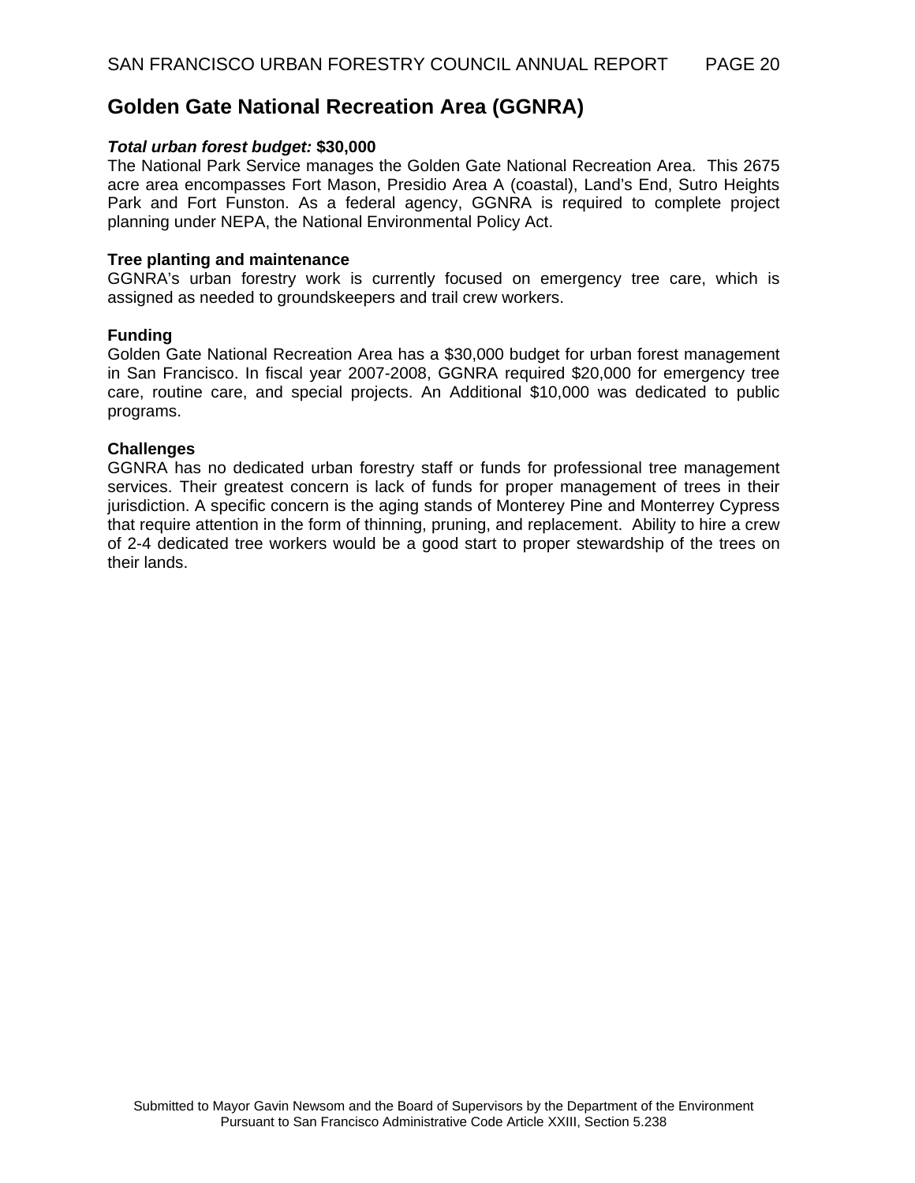## Golden Gate National Recreation Area (GGNRA)

***Total urban forest budget:* $30,000**

The National Park Service manages the Golden Gate National Recreation Area. This 2675 acre area encompasses Fort Mason, Presidio Area A (coastal), Land's End, Sutro Heights Park and Fort Funston. As a federal agency, GGNRA is required to complete project planning under NEPA, the National Environmental Policy Act.

**Tree planting and maintenance**

GGNRA's urban forestry work is currently focused on emergency tree care, which is assigned as needed to groundskeepers and trail crew workers.

**Funding**

Golden Gate National Recreation Area has a $30,000 budget for urban forest management in San Francisco. In fiscal year 2007-2008, GGNRA required $20,000 for emergency tree care, routine care, and special projects. An Additional $10,000 was dedicated to public programs.

**Challenges**

GGNRA has no dedicated urban forestry staff or funds for professional tree management services. Their greatest concern is lack of funds for proper management of trees in their jurisdiction. A specific concern is the aging stands of Monterey Pine and Monterrey Cypress that require attention in the form of thinning, pruning, and replacement. Ability to hire a crew of 2-4 dedicated tree workers would be a good start to proper stewardship of the trees on their lands.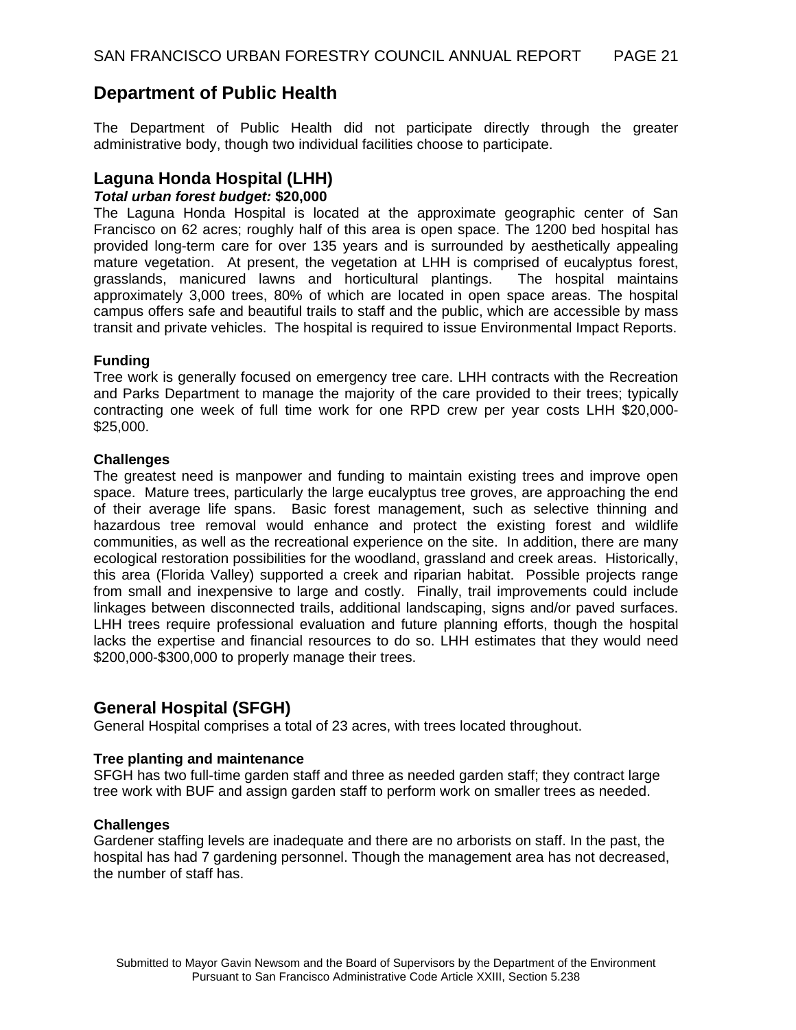## Department of Public Health

The Department of Public Health did not participate directly through the greater administrative body, though two individual facilities choose to participate.

### Laguna Honda Hospital (LHH)

***Total urban forest budget:*** **$20,000**

The Laguna Honda Hospital is located at the approximate geographic center of San Francisco on 62 acres; roughly half of this area is open space. The 1200 bed hospital has provided long-term care for over 135 years and is surrounded by aesthetically appealing mature vegetation. At present, the vegetation at LHH is comprised of eucalyptus forest, grasslands, manicured lawns and horticultural plantings. The hospital maintains approximately 3,000 trees, 80% of which are located in open space areas. The hospital campus offers safe and beautiful trails to staff and the public, which are accessible by mass transit and private vehicles. The hospital is required to issue Environmental Impact Reports.

**Funding**

Tree work is generally focused on emergency tree care. LHH contracts with the Recreation and Parks Department to manage the majority of the care provided to their trees; typically contracting one week of full time work for one RPD crew per year costs LHH $20,000-$25,000.

**Challenges**

The greatest need is manpower and funding to maintain existing trees and improve open space. Mature trees, particularly the large eucalyptus tree groves, are approaching the end of their average life spans. Basic forest management, such as selective thinning and hazardous tree removal would enhance and protect the existing forest and wildlife communities, as well as the recreational experience on the site. In addition, there are many ecological restoration possibilities for the woodland, grassland and creek areas. Historically, this area (Florida Valley) supported a creek and riparian habitat. Possible projects range from small and inexpensive to large and costly. Finally, trail improvements could include linkages between disconnected trails, additional landscaping, signs and/or paved surfaces. LHH trees require professional evaluation and future planning efforts, though the hospital lacks the expertise and financial resources to do so. LHH estimates that they would need $200,000-$300,000 to properly manage their trees.

### General Hospital (SFGH)

General Hospital comprises a total of 23 acres, with trees located throughout.

**Tree planting and maintenance**

SFGH has two full-time garden staff and three as needed garden staff; they contract large tree work with BUF and assign garden staff to perform work on smaller trees as needed.

**Challenges**

Gardener staffing levels are inadequate and there are no arborists on staff. In the past, the hospital has had 7 gardening personnel. Though the management area has not decreased, the number of staff has.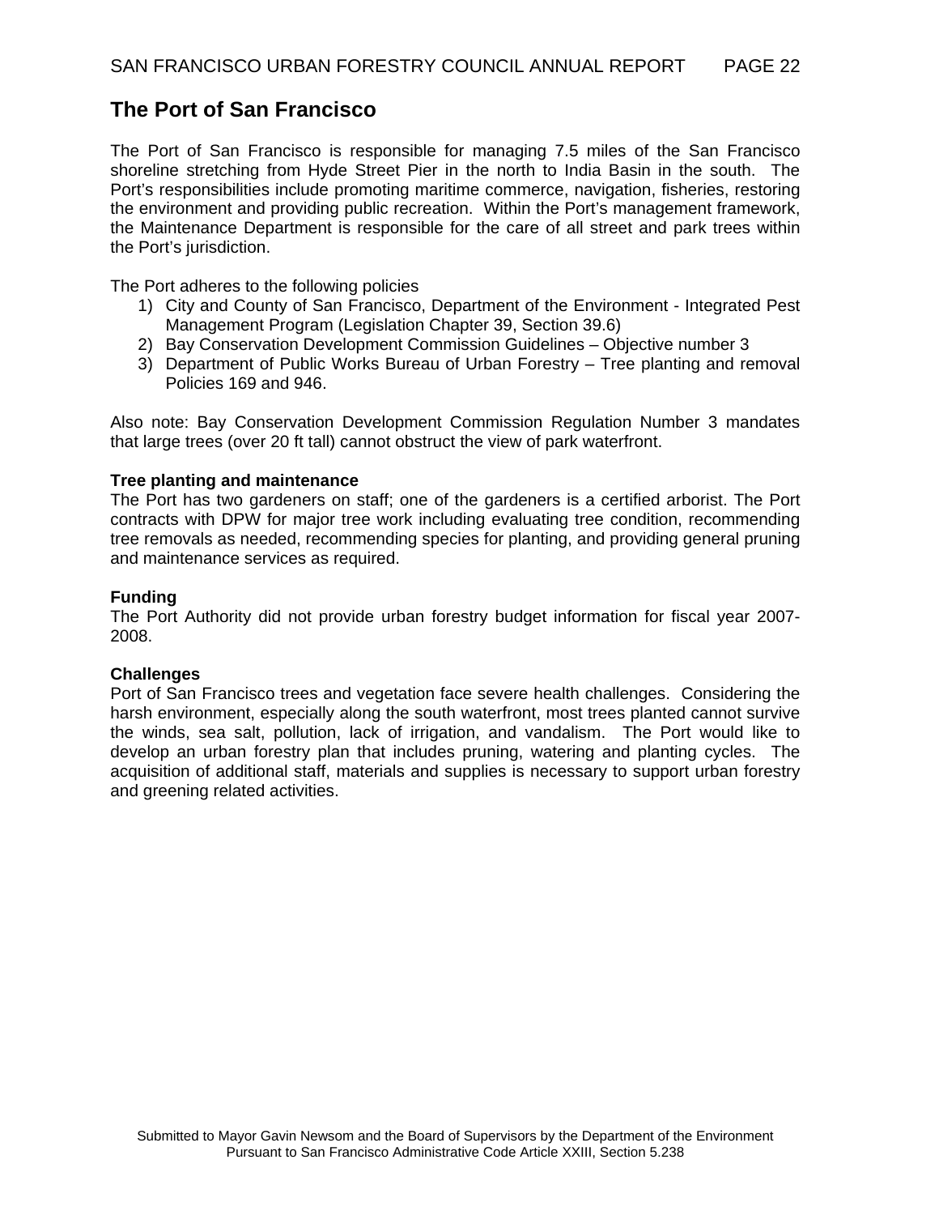## The Port of San Francisco

The Port of San Francisco is responsible for managing 7.5 miles of the San Francisco shoreline stretching from Hyde Street Pier in the north to India Basin in the south. The Port's responsibilities include promoting maritime commerce, navigation, fisheries, restoring the environment and providing public recreation. Within the Port's management framework, the Maintenance Department is responsible for the care of all street and park trees within the Port's jurisdiction.

The Port adheres to the following policies

1) City and County of San Francisco, Department of the Environment - Integrated Pest Management Program (Legislation Chapter 39, Section 39.6)
2) Bay Conservation Development Commission Guidelines – Objective number 3
3) Department of Public Works Bureau of Urban Forestry – Tree planting and removal Policies 169 and 946.

Also note: Bay Conservation Development Commission Regulation Number 3 mandates that large trees (over 20 ft tall) cannot obstruct the view of park waterfront.

**Tree planting and maintenance**
The Port has two gardeners on staff; one of the gardeners is a certified arborist. The Port contracts with DPW for major tree work including evaluating tree condition, recommending tree removals as needed, recommending species for planting, and providing general pruning and maintenance services as required.

**Funding**
The Port Authority did not provide urban forestry budget information for fiscal year 2007-2008.

**Challenges**
Port of San Francisco trees and vegetation face severe health challenges. Considering the harsh environment, especially along the south waterfront, most trees planted cannot survive the winds, sea salt, pollution, lack of irrigation, and vandalism. The Port would like to develop an urban forestry plan that includes pruning, watering and planting cycles. The acquisition of additional staff, materials and supplies is necessary to support urban forestry and greening related activities.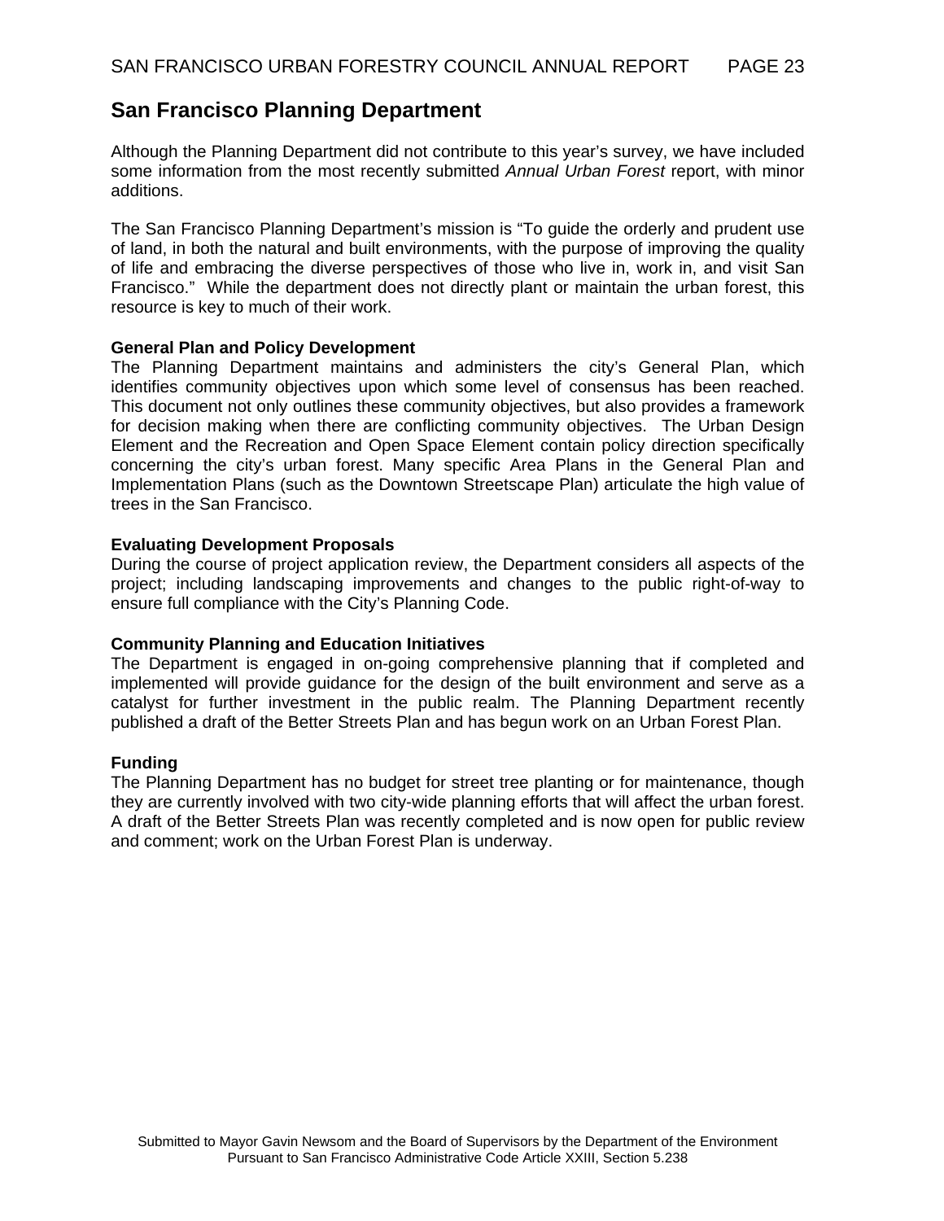## San Francisco Planning Department

Although the Planning Department did not contribute to this year's survey, we have included some information from the most recently submitted *Annual Urban Forest* report, with minor additions.

The San Francisco Planning Department's mission is "To guide the orderly and prudent use of land, in both the natural and built environments, with the purpose of improving the quality of life and embracing the diverse perspectives of those who live in, work in, and visit San Francisco." While the department does not directly plant or maintain the urban forest, this resource is key to much of their work.

**General Plan and Policy Development**
The Planning Department maintains and administers the city's General Plan, which identifies community objectives upon which some level of consensus has been reached. This document not only outlines these community objectives, but also provides a framework for decision making when there are conflicting community objectives. The Urban Design Element and the Recreation and Open Space Element contain policy direction specifically concerning the city's urban forest. Many specific Area Plans in the General Plan and Implementation Plans (such as the Downtown Streetscape Plan) articulate the high value of trees in the San Francisco.

**Evaluating Development Proposals**
During the course of project application review, the Department considers all aspects of the project; including landscaping improvements and changes to the public right-of-way to ensure full compliance with the City's Planning Code.

**Community Planning and Education Initiatives**
The Department is engaged in on-going comprehensive planning that if completed and implemented will provide guidance for the design of the built environment and serve as a catalyst for further investment in the public realm. The Planning Department recently published a draft of the Better Streets Plan and has begun work on an Urban Forest Plan.

**Funding**
The Planning Department has no budget for street tree planting or for maintenance, though they are currently involved with two city-wide planning efforts that will affect the urban forest. A draft of the Better Streets Plan was recently completed and is now open for public review and comment; work on the Urban Forest Plan is underway.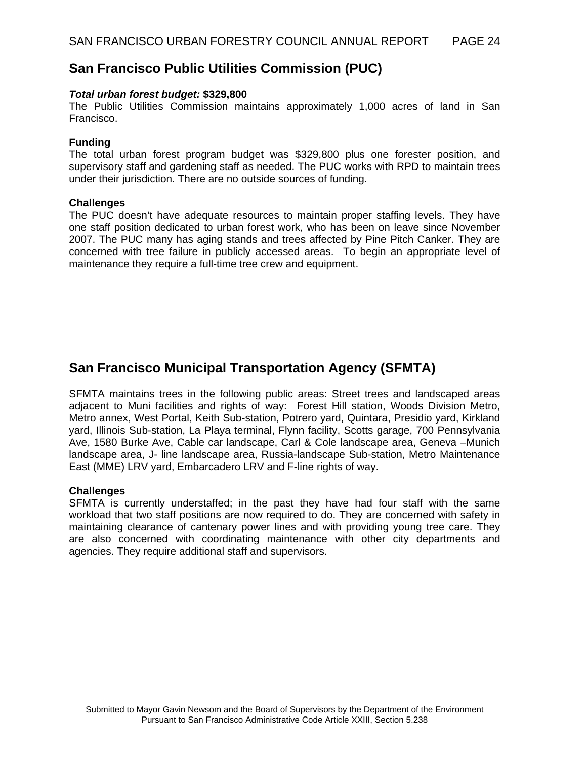## San Francisco Public Utilities Commission (PUC)

***Total urban forest budget:*** **$329,800**
The Public Utilities Commission maintains approximately 1,000 acres of land in San Francisco.

**Funding**
The total urban forest program budget was $329,800 plus one forester position, and supervisory staff and gardening staff as needed. The PUC works with RPD to maintain trees under their jurisdiction. There are no outside sources of funding.

**Challenges**
The PUC doesn't have adequate resources to maintain proper staffing levels. They have one staff position dedicated to urban forest work, who has been on leave since November 2007. The PUC many has aging stands and trees affected by Pine Pitch Canker. They are concerned with tree failure in publicly accessed areas. To begin an appropriate level of maintenance they require a full-time tree crew and equipment.

## San Francisco Municipal Transportation Agency (SFMTA)

SFMTA maintains trees in the following public areas: Street trees and landscaped areas adjacent to Muni facilities and rights of way: Forest Hill station, Woods Division Metro, Metro annex, West Portal, Keith Sub-station, Potrero yard, Quintara, Presidio yard, Kirkland yard, Illinois Sub-station, La Playa terminal, Flynn facility, Scotts garage, 700 Pennsylvania Ave, 1580 Burke Ave, Cable car landscape, Carl & Cole landscape area, Geneva –Munich landscape area, J- line landscape area, Russia-landscape Sub-station, Metro Maintenance East (MME) LRV yard, Embarcadero LRV and F-line rights of way.

**Challenges**
SFMTA is currently understaffed; in the past they have had four staff with the same workload that two staff positions are now required to do. They are concerned with safety in maintaining clearance of cantenary power lines and with providing young tree care. They are also concerned with coordinating maintenance with other city departments and agencies. They require additional staff and supervisors.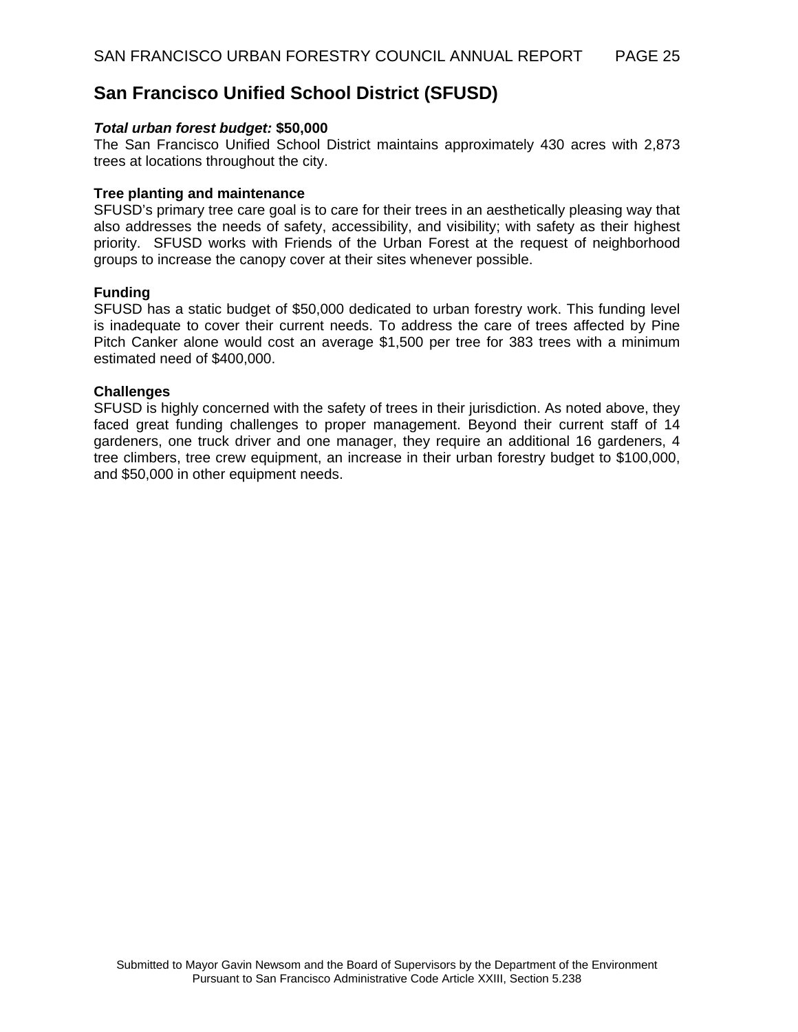## San Francisco Unified School District (SFUSD)

***Total urban forest budget:*** **$50,000**

The San Francisco Unified School District maintains approximately 430 acres with 2,873 trees at locations throughout the city.

**Tree planting and maintenance**

SFUSD's primary tree care goal is to care for their trees in an aesthetically pleasing way that also addresses the needs of safety, accessibility, and visibility; with safety as their highest priority. SFUSD works with Friends of the Urban Forest at the request of neighborhood groups to increase the canopy cover at their sites whenever possible.

**Funding**

SFUSD has a static budget of $50,000 dedicated to urban forestry work. This funding level is inadequate to cover their current needs. To address the care of trees affected by Pine Pitch Canker alone would cost an average $1,500 per tree for 383 trees with a minimum estimated need of $400,000.

**Challenges**

SFUSD is highly concerned with the safety of trees in their jurisdiction. As noted above, they faced great funding challenges to proper management. Beyond their current staff of 14 gardeners, one truck driver and one manager, they require an additional 16 gardeners, 4 tree climbers, tree crew equipment, an increase in their urban forestry budget to $100,000, and $50,000 in other equipment needs.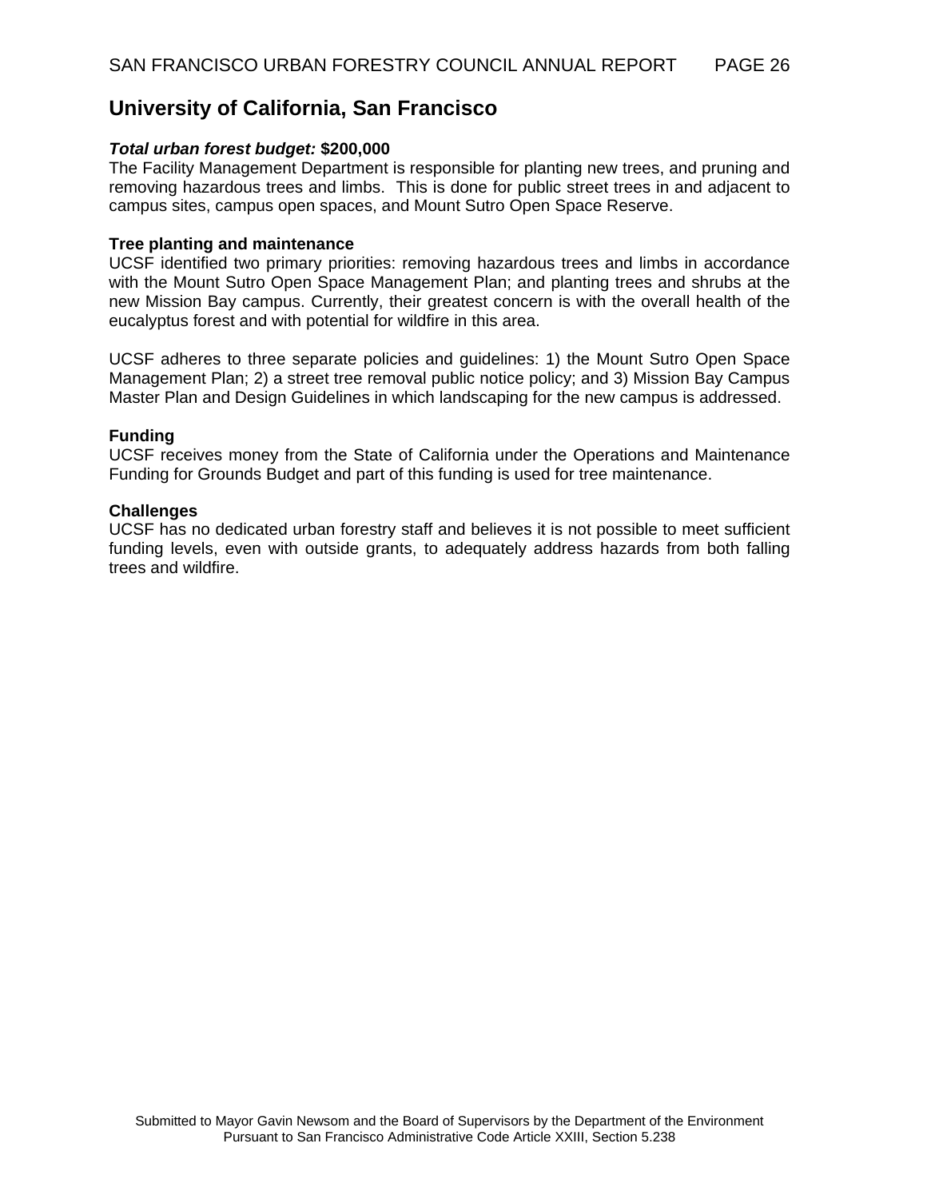## University of California, San Francisco

***Total urban forest budget:*** **$200,000**

The Facility Management Department is responsible for planting new trees, and pruning and removing hazardous trees and limbs. This is done for public street trees in and adjacent to campus sites, campus open spaces, and Mount Sutro Open Space Reserve.

**Tree planting and maintenance**

UCSF identified two primary priorities: removing hazardous trees and limbs in accordance with the Mount Sutro Open Space Management Plan; and planting trees and shrubs at the new Mission Bay campus. Currently, their greatest concern is with the overall health of the eucalyptus forest and with potential for wildfire in this area.

UCSF adheres to three separate policies and guidelines: 1) the Mount Sutro Open Space Management Plan; 2) a street tree removal public notice policy; and 3) Mission Bay Campus Master Plan and Design Guidelines in which landscaping for the new campus is addressed.

**Funding**

UCSF receives money from the State of California under the Operations and Maintenance Funding for Grounds Budget and part of this funding is used for tree maintenance.

**Challenges**

UCSF has no dedicated urban forestry staff and believes it is not possible to meet sufficient funding levels, even with outside grants, to adequately address hazards from both falling trees and wildfire.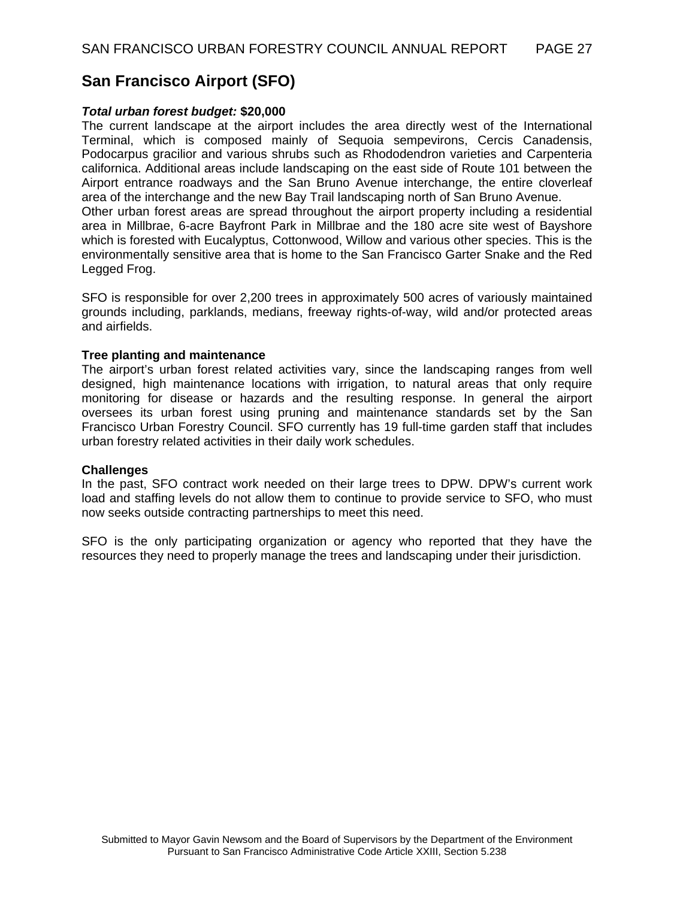## San Francisco Airport (SFO)

***Total urban forest budget:*** **$20,000**

The current landscape at the airport includes the area directly west of the International Terminal, which is composed mainly of Sequoia sempevirons, Cercis Canadensis, Podocarpus gracilior and various shrubs such as Rhododendron varieties and Carpenteria californica. Additional areas include landscaping on the east side of Route 101 between the Airport entrance roadways and the San Bruno Avenue interchange, the entire cloverleaf area of the interchange and the new Bay Trail landscaping north of San Bruno Avenue.
Other urban forest areas are spread throughout the airport property including a residential area in Millbrae, 6-acre Bayfront Park in Millbrae and the 180 acre site west of Bayshore which is forested with Eucalyptus, Cottonwood, Willow and various other species. This is the environmentally sensitive area that is home to the San Francisco Garter Snake and the Red Legged Frog.

SFO is responsible for over 2,200 trees in approximately 500 acres of variously maintained grounds including, parklands, medians, freeway rights-of-way, wild and/or protected areas and airfields.

**Tree planting and maintenance**

The airport's urban forest related activities vary, since the landscaping ranges from well designed, high maintenance locations with irrigation, to natural areas that only require monitoring for disease or hazards and the resulting response. In general the airport oversees its urban forest using pruning and maintenance standards set by the San Francisco Urban Forestry Council. SFO currently has 19 full-time garden staff that includes urban forestry related activities in their daily work schedules.

**Challenges**

In the past, SFO contract work needed on their large trees to DPW. DPW's current work load and staffing levels do not allow them to continue to provide service to SFO, who must now seeks outside contracting partnerships to meet this need.

SFO is the only participating organization or agency who reported that they have the resources they need to properly manage the trees and landscaping under their jurisdiction.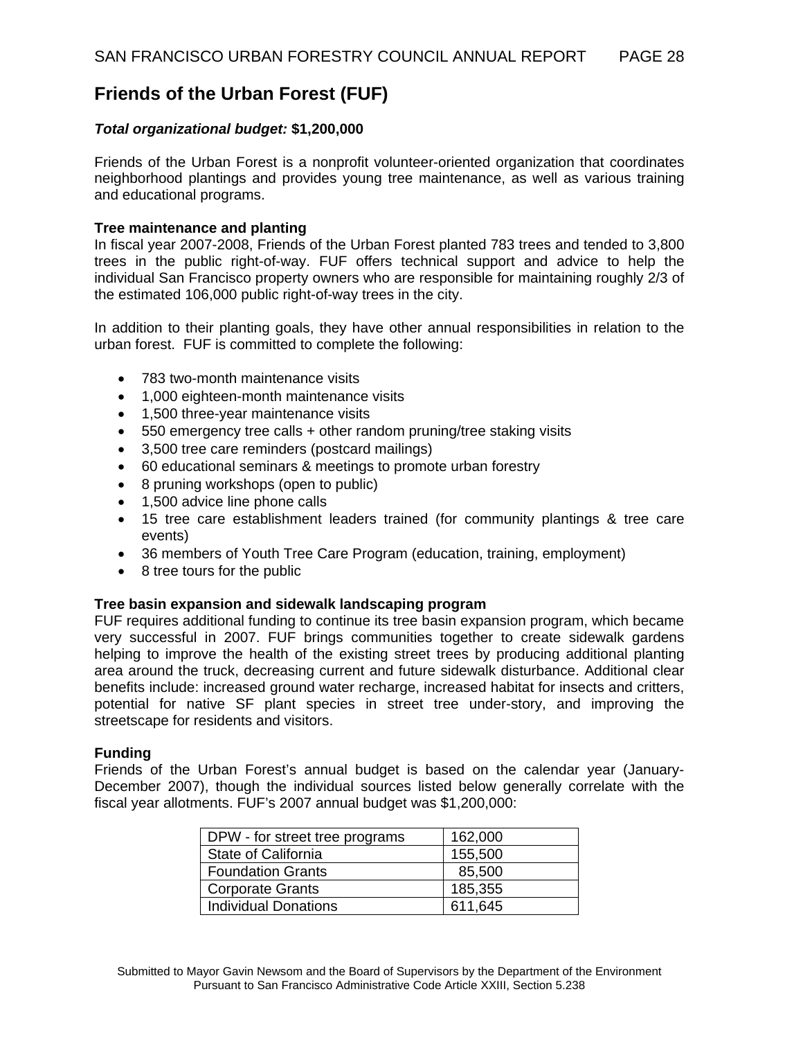## Friends of the Urban Forest (FUF)

***Total organizational budget:* $1,200,000**

Friends of the Urban Forest is a nonprofit volunteer-oriented organization that coordinates neighborhood plantings and provides young tree maintenance, as well as various training and educational programs.

**Tree maintenance and planting**

In fiscal year 2007-2008, Friends of the Urban Forest planted 783 trees and tended to 3,800 trees in the public right-of-way. FUF offers technical support and advice to help the individual San Francisco property owners who are responsible for maintaining roughly 2/3 of the estimated 106,000 public right-of-way trees in the city.

In addition to their planting goals, they have other annual responsibilities in relation to the urban forest. FUF is committed to complete the following:

- 783 two-month maintenance visits
- 1,000 eighteen-month maintenance visits
- 1,500 three-year maintenance visits
- 550 emergency tree calls + other random pruning/tree staking visits
- 3,500 tree care reminders (postcard mailings)
- 60 educational seminars & meetings to promote urban forestry
- 8 pruning workshops (open to public)
- 1,500 advice line phone calls
- 15 tree care establishment leaders trained (for community plantings & tree care events)
- 36 members of Youth Tree Care Program (education, training, employment)
- 8 tree tours for the public

**Tree basin expansion and sidewalk landscaping program**

FUF requires additional funding to continue its tree basin expansion program, which became very successful in 2007. FUF brings communities together to create sidewalk gardens helping to improve the health of the existing street trees by producing additional planting area around the truck, decreasing current and future sidewalk disturbance. Additional clear benefits include: increased ground water recharge, increased habitat for insects and critters, potential for native SF plant species in street tree under-story, and improving the streetscape for residents and visitors.

**Funding**

Friends of the Urban Forest's annual budget is based on the calendar year (January-December 2007), though the individual sources listed below generally correlate with the fiscal year allotments. FUF's 2007 annual budget was $1,200,000:

| | |
|---|---|
| DPW - for street tree programs | 162,000 |
| State of California | 155,500 |
| Foundation Grants | 85,500 |
| Corporate Grants | 185,355 |
| Individual Donations | 611,645 |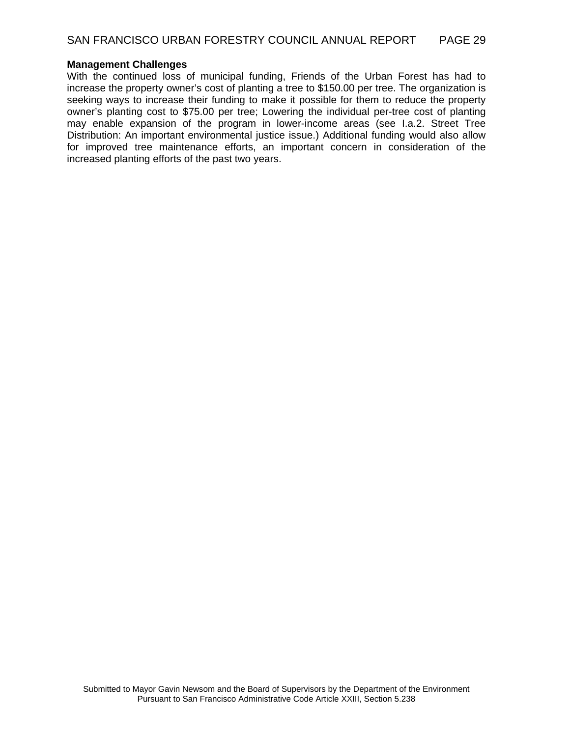**Management Challenges**

With the continued loss of municipal funding, Friends of the Urban Forest has had to increase the property owner's cost of planting a tree to $150.00 per tree. The organization is seeking ways to increase their funding to make it possible for them to reduce the property owner's planting cost to $75.00 per tree; Lowering the individual per-tree cost of planting may enable expansion of the program in lower-income areas (see I.a.2. Street Tree Distribution: An important environmental justice issue.) Additional funding would also allow for improved tree maintenance efforts, an important concern in consideration of the increased planting efforts of the past two years.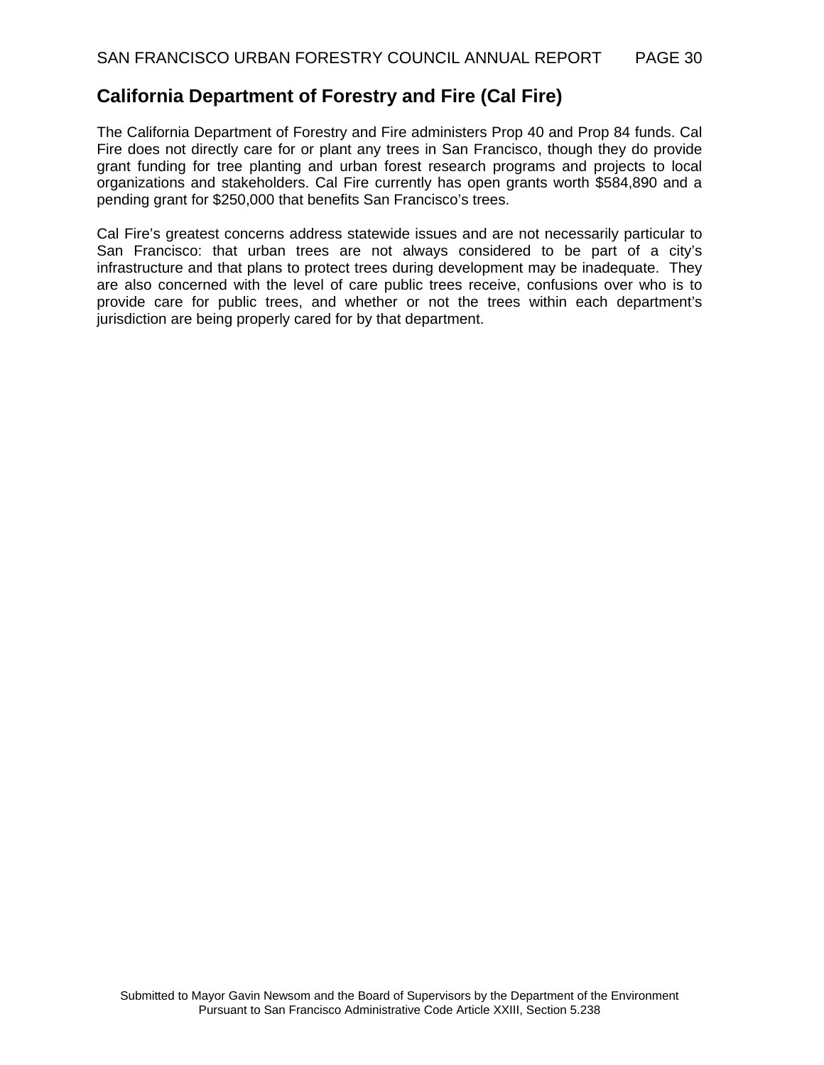## California Department of Forestry and Fire (Cal Fire)

The California Department of Forestry and Fire administers Prop 40 and Prop 84 funds. Cal Fire does not directly care for or plant any trees in San Francisco, though they do provide grant funding for tree planting and urban forest research programs and projects to local organizations and stakeholders. Cal Fire currently has open grants worth $584,890 and a pending grant for $250,000 that benefits San Francisco's trees.

Cal Fire's greatest concerns address statewide issues and are not necessarily particular to San Francisco: that urban trees are not always considered to be part of a city's infrastructure and that plans to protect trees during development may be inadequate. They are also concerned with the level of care public trees receive, confusions over who is to provide care for public trees, and whether or not the trees within each department's jurisdiction are being properly cared for by that department.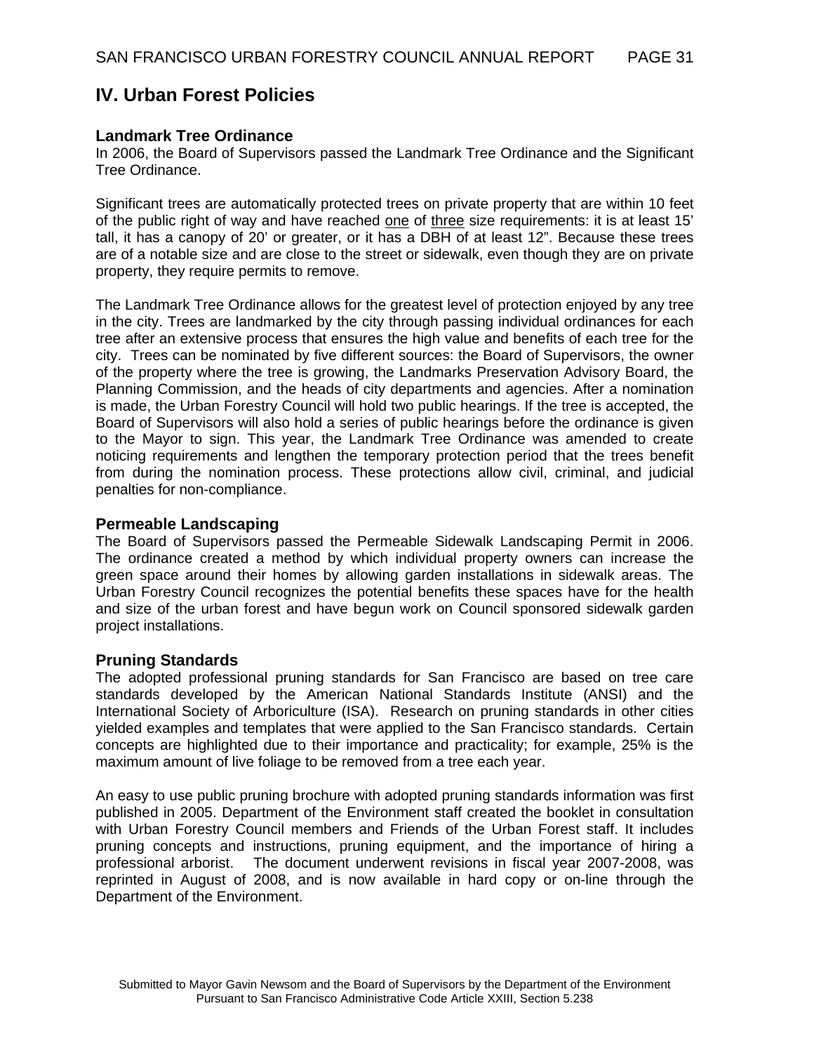## IV. Urban Forest Policies

### Landmark Tree Ordinance

In 2006, the Board of Supervisors passed the Landmark Tree Ordinance and the Significant Tree Ordinance.

Significant trees are automatically protected trees on private property that are within 10 feet of the public right of way and have reached one of three size requirements: it is at least 15' tall, it has a canopy of 20' or greater, or it has a DBH of at least 12". Because these trees are of a notable size and are close to the street or sidewalk, even though they are on private property, they require permits to remove.

The Landmark Tree Ordinance allows for the greatest level of protection enjoyed by any tree in the city. Trees are landmarked by the city through passing individual ordinances for each tree after an extensive process that ensures the high value and benefits of each tree for the city. Trees can be nominated by five different sources: the Board of Supervisors, the owner of the property where the tree is growing, the Landmarks Preservation Advisory Board, the Planning Commission, and the heads of city departments and agencies. After a nomination is made, the Urban Forestry Council will hold two public hearings. If the tree is accepted, the Board of Supervisors will also hold a series of public hearings before the ordinance is given to the Mayor to sign. This year, the Landmark Tree Ordinance was amended to create noticing requirements and lengthen the temporary protection period that the trees benefit from during the nomination process. These protections allow civil, criminal, and judicial penalties for non-compliance.

### Permeable Landscaping

The Board of Supervisors passed the Permeable Sidewalk Landscaping Permit in 2006. The ordinance created a method by which individual property owners can increase the green space around their homes by allowing garden installations in sidewalk areas. The Urban Forestry Council recognizes the potential benefits these spaces have for the health and size of the urban forest and have begun work on Council sponsored sidewalk garden project installations.

### Pruning Standards

The adopted professional pruning standards for San Francisco are based on tree care standards developed by the American National Standards Institute (ANSI) and the International Society of Arboriculture (ISA). Research on pruning standards in other cities yielded examples and templates that were applied to the San Francisco standards. Certain concepts are highlighted due to their importance and practicality; for example, 25% is the maximum amount of live foliage to be removed from a tree each year.

An easy to use public pruning brochure with adopted pruning standards information was first published in 2005. Department of the Environment staff created the booklet in consultation with Urban Forestry Council members and Friends of the Urban Forest staff. It includes pruning concepts and instructions, pruning equipment, and the importance of hiring a professional arborist. The document underwent revisions in fiscal year 2007-2008, was reprinted in August of 2008, and is now available in hard copy or on-line through the Department of the Environment.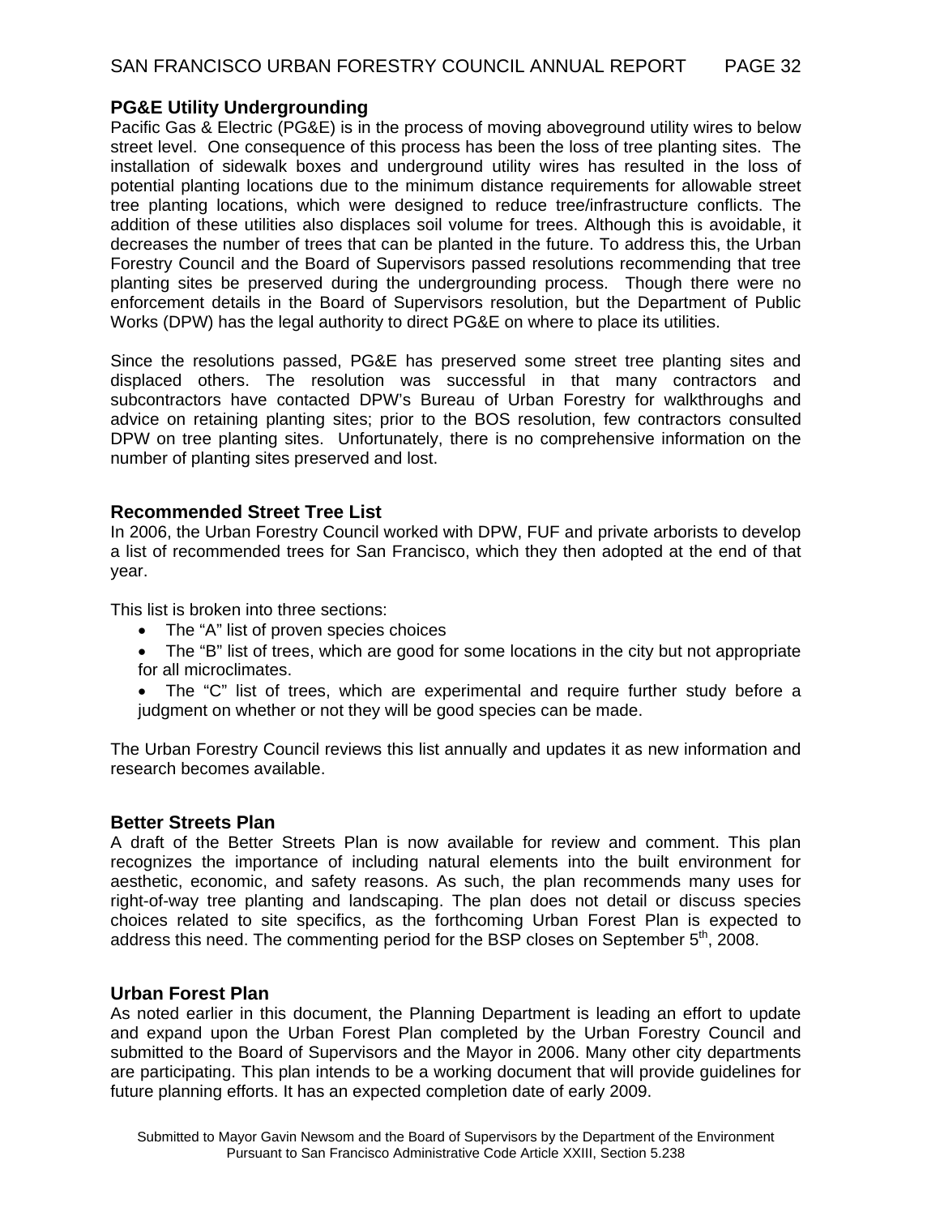### PG&E Utility Undergrounding

Pacific Gas & Electric (PG&E) is in the process of moving aboveground utility wires to below street level. One consequence of this process has been the loss of tree planting sites. The installation of sidewalk boxes and underground utility wires has resulted in the loss of potential planting locations due to the minimum distance requirements for allowable street tree planting locations, which were designed to reduce tree/infrastructure conflicts. The addition of these utilities also displaces soil volume for trees. Although this is avoidable, it decreases the number of trees that can be planted in the future. To address this, the Urban Forestry Council and the Board of Supervisors passed resolutions recommending that tree planting sites be preserved during the undergrounding process. Though there were no enforcement details in the Board of Supervisors resolution, but the Department of Public Works (DPW) has the legal authority to direct PG&E on where to place its utilities.

Since the resolutions passed, PG&E has preserved some street tree planting sites and displaced others. The resolution was successful in that many contractors and subcontractors have contacted DPW's Bureau of Urban Forestry for walkthroughs and advice on retaining planting sites; prior to the BOS resolution, few contractors consulted DPW on tree planting sites. Unfortunately, there is no comprehensive information on the number of planting sites preserved and lost.

### Recommended Street Tree List

In 2006, the Urban Forestry Council worked with DPW, FUF and private arborists to develop a list of recommended trees for San Francisco, which they then adopted at the end of that year.

This list is broken into three sections:

- The "A" list of proven species choices
- The "B" list of trees, which are good for some locations in the city but not appropriate for all microclimates.
- The "C" list of trees, which are experimental and require further study before a judgment on whether or not they will be good species can be made.

The Urban Forestry Council reviews this list annually and updates it as new information and research becomes available.

### Better Streets Plan

A draft of the Better Streets Plan is now available for review and comment. This plan recognizes the importance of including natural elements into the built environment for aesthetic, economic, and safety reasons. As such, the plan recommends many uses for right-of-way tree planting and landscaping. The plan does not detail or discuss species choices related to site specifics, as the forthcoming Urban Forest Plan is expected to address this need. The commenting period for the BSP closes on September 5th, 2008.

### Urban Forest Plan

As noted earlier in this document, the Planning Department is leading an effort to update and expand upon the Urban Forest Plan completed by the Urban Forestry Council and submitted to the Board of Supervisors and the Mayor in 2006. Many other city departments are participating. This plan intends to be a working document that will provide guidelines for future planning efforts. It has an expected completion date of early 2009.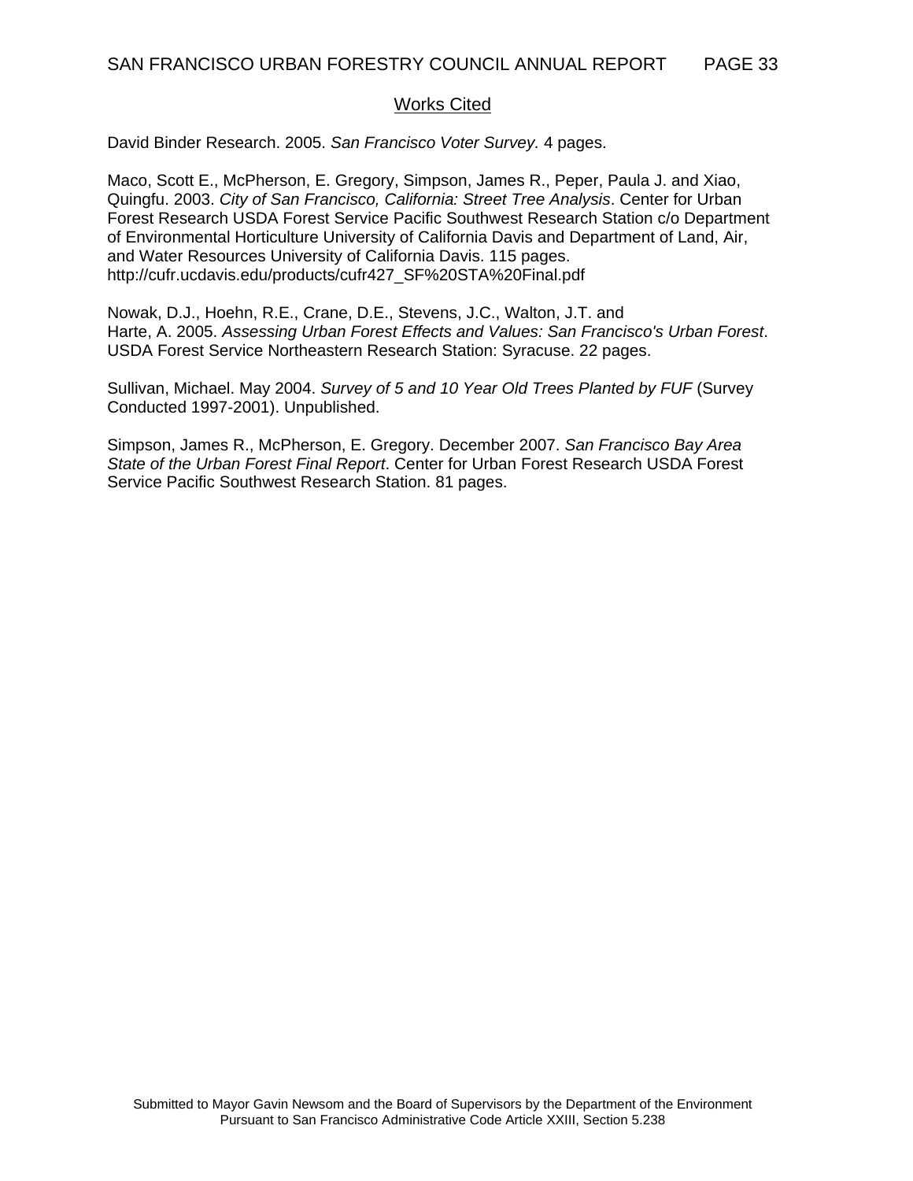## Works Cited

David Binder Research. 2005. *San Francisco Voter Survey.* 4 pages.

Maco, Scott E., McPherson, E. Gregory, Simpson, James R., Peper, Paula J. and Xiao, Quingfu. 2003. *City of San Francisco, California: Street Tree Analysis*. Center for Urban Forest Research USDA Forest Service Pacific Southwest Research Station c/o Department of Environmental Horticulture University of California Davis and Department of Land, Air, and Water Resources University of California Davis. 115 pages. http://cufr.ucdavis.edu/products/cufr427_SF%20STA%20Final.pdf

Nowak, D.J., Hoehn, R.E., Crane, D.E., Stevens, J.C., Walton, J.T. and Harte, A. 2005. *Assessing Urban Forest Effects and Values: San Francisco's Urban Forest*. USDA Forest Service Northeastern Research Station: Syracuse. 22 pages.

Sullivan, Michael. May 2004. *Survey of 5 and 10 Year Old Trees Planted by FUF* (Survey Conducted 1997-2001). Unpublished.

Simpson, James R., McPherson, E. Gregory. December 2007. *San Francisco Bay Area State of the Urban Forest Final Report*. Center for Urban Forest Research USDA Forest Service Pacific Southwest Research Station. 81 pages.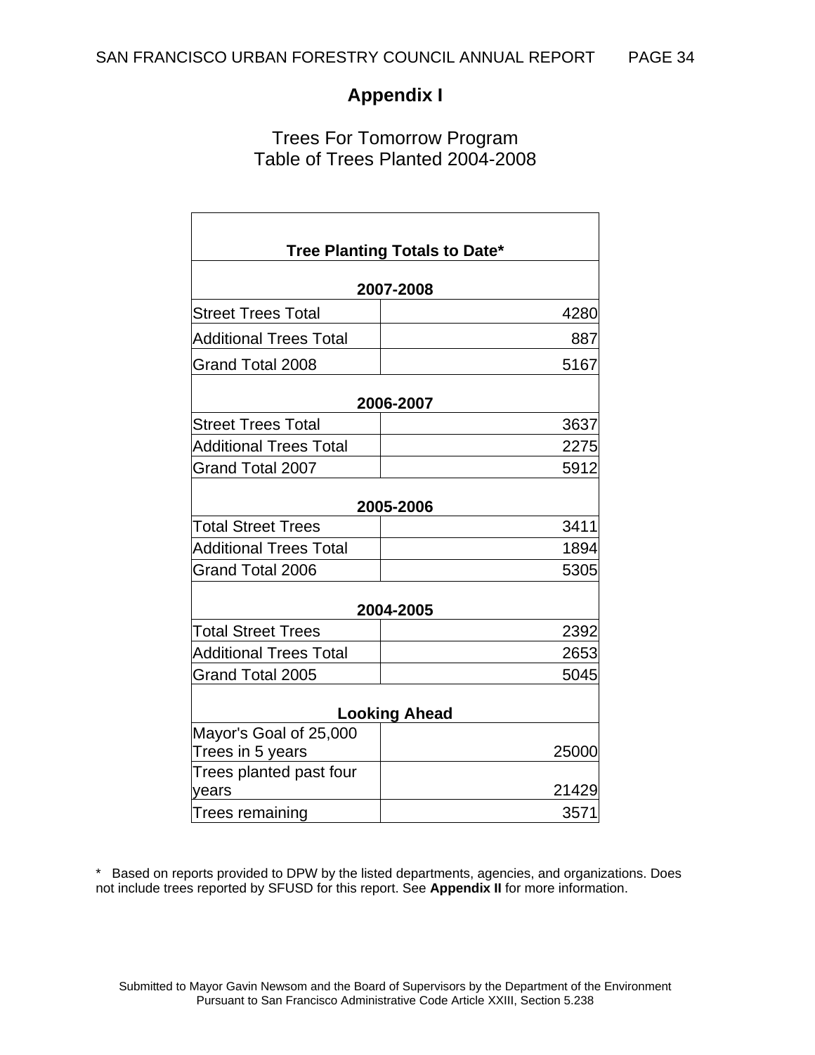# Appendix I

## Trees For Tomorrow Program
## Table of Trees Planted 2004-2008

| Tree Planting Totals to Date* | |
|---|---|
| **2007-2008** | |
| Street Trees Total | 4280 |
| Additional Trees Total | 887 |
| Grand Total 2008 | 5167 |
| **2006-2007** | |
| Street Trees Total | 3637 |
| Additional Trees Total | 2275 |
| Grand Total 2007 | 5912 |
| **2005-2006** | |
| Total Street Trees | 3411 |
| Additional Trees Total | 1894 |
| Grand Total 2006 | 5305 |
| **2004-2005** | |
| Total Street Trees | 2392 |
| Additional Trees Total | 2653 |
| Grand Total 2005 | 5045 |
| **Looking Ahead** | |
| Mayor's Goal of 25,000 Trees in 5 years | 25000 |
| Trees planted past four years | 21429 |
| Trees remaining | 3571 |

* Based on reports provided to DPW by the listed departments, agencies, and organizations. Does not include trees reported by SFUSD for this report. See **Appendix II** for more information.

Submitted to Mayor Gavin Newsom and the Board of Supervisors by the Department of the Environment Pursuant to San Francisco Administrative Code Article XXIII, Section 5.238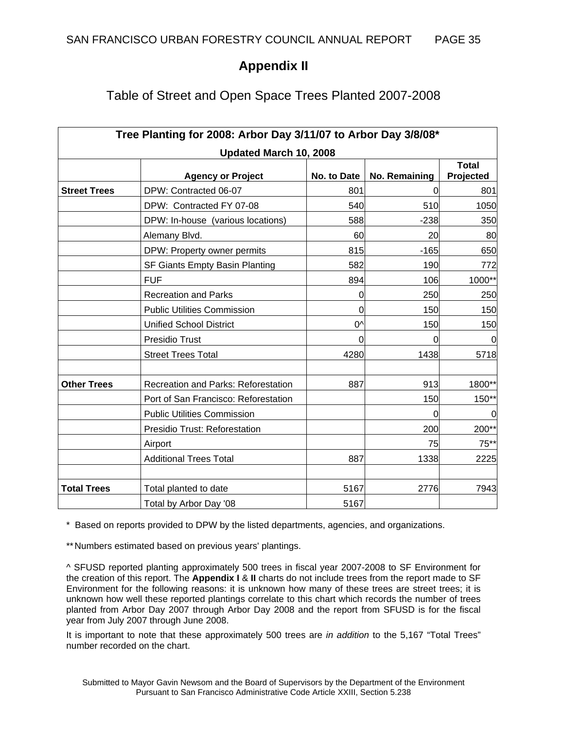# Appendix II

## Table of Street and Open Space Trees Planted 2007-2008

| Tree Planting for 2008: Arbor Day 3/11/07 to Arbor Day 3/8/08* | | | | |
|---|---|---|---|---|
| **Updated March 10, 2008** | | | | |
| | **Agency or Project** | **No. to Date** | **No. Remaining** | **Total Projected** |
| **Street Trees** | DPW: Contracted 06-07 | 801 | 0 | 801 |
| | DPW: Contracted FY 07-08 | 540 | 510 | 1050 |
| | DPW: In-house (various locations) | 588 | -238 | 350 |
| | Alemany Blvd. | 60 | 20 | 80 |
| | DPW: Property owner permits | 815 | -165 | 650 |
| | SF Giants Empty Basin Planting | 582 | 190 | 772 |
| | FUF | 894 | 106 | 1000** |
| | Recreation and Parks | 0 | 250 | 250 |
| | Public Utilities Commission | 0 | 150 | 150 |
| | Unified School District | 0^ | 150 | 150 |
| | Presidio Trust | 0 | 0 | 0 |
| | Street Trees Total | 4280 | 1438 | 5718 |
| | | | | |
| **Other Trees** | Recreation and Parks: Reforestation | 887 | 913 | 1800** |
| | Port of San Francisco: Reforestation | | 150 | 150** |
| | Public Utilities Commission | | 0 | 0 |
| | Presidio Trust: Reforestation | | 200 | 200** |
| | Airport | | 75 | 75** |
| | Additional Trees Total | 887 | 1338 | 2225 |
| | | | | |
| **Total Trees** | Total planted to date | 5167 | 2776 | 7943 |
| | Total by Arbor Day '08 | 5167 | | |

\* Based on reports provided to DPW by the listed departments, agencies, and organizations.

** Numbers estimated based on previous years' plantings.

^ SFUSD reported planting approximately 500 trees in fiscal year 2007-2008 to SF Environment for the creation of this report. The **Appendix I** & **II** charts do not include trees from the report made to SF Environment for the following reasons: it is unknown how many of these trees are street trees; it is unknown how well these reported plantings correlate to this chart which records the number of trees planted from Arbor Day 2007 through Arbor Day 2008 and the report from SFUSD is for the fiscal year from July 2007 through June 2008.

It is important to note that these approximately 500 trees are *in addition* to the 5,167 “Total Trees” number recorded on the chart.